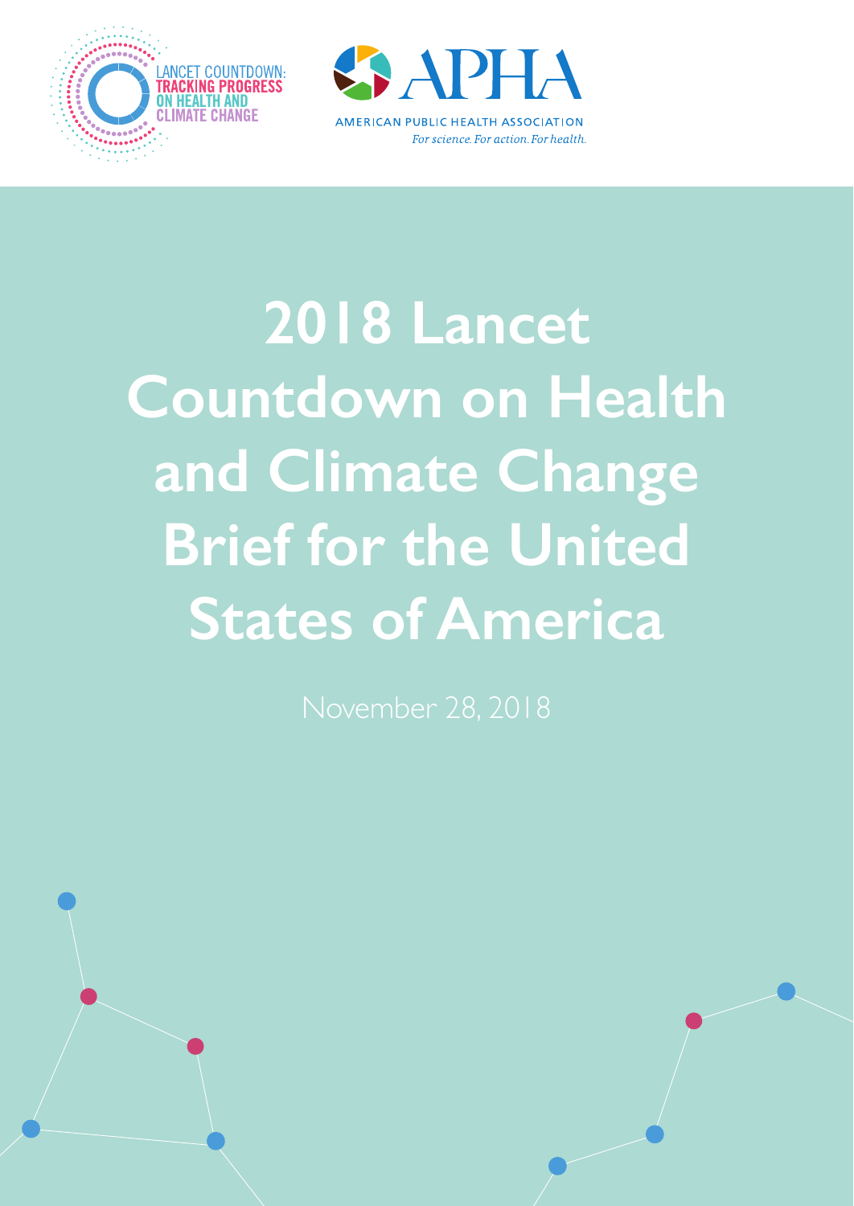LANCET COUNTDOWN: TRACKING PROGRESS ON HEALTH AND CLIMATE CHANGE

APHA

AMERICAN PUBLIC HEALTH ASSOCIATION

*For science. For action. For health.*

# 2018 Lancet Countdown on Health and Climate Change Brief for the United States of America

November 28, 2018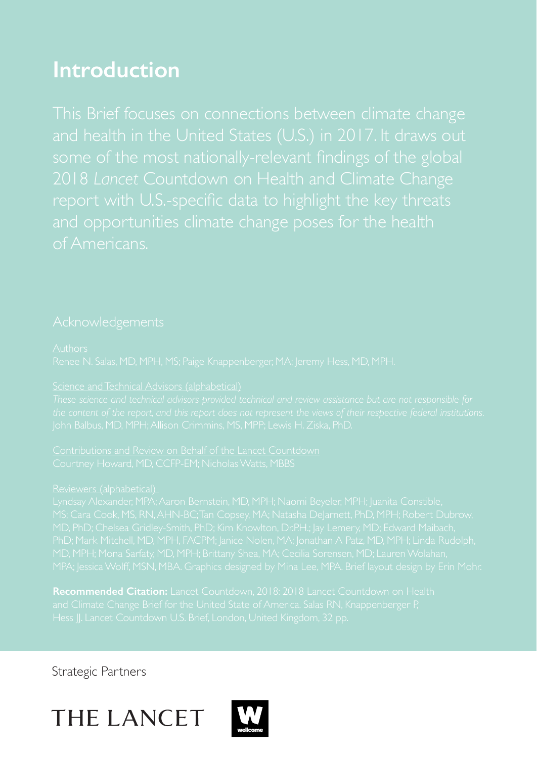# Introduction

This Brief focuses on connections between climate change and health in the United States (U.S.) in 2017. It draws out some of the most nationally-relevant findings of the global 2018 *Lancet* Countdown on Health and Climate Change report with U.S.-specific data to highlight the key threats and opportunities climate change poses for the health of Americans.

## Acknowledgements

Authors

Renee N. Salas, MD, MPH, MS; Paige Knappenberger, MA; Jeremy Hess, MD, MPH.

Science and Technical Advisors (alphabetical)

*These science and technical advisors provided technical and review assistance but are not responsible for the content of the report, and this report does not represent the views of their respective federal institutions.*

John Balbus, MD, MPH; Allison Crimmins, MS, MPP; Lewis H. Ziska, PhD.

Contributions and Review on Behalf of the Lancet Countdown

Courtney Howard, MD, CCFP-EM; Nicholas Watts, MBBS

Reviewers (alphabetical)

Lyndsay Alexander, MPA; Aaron Bernstein, MD, MPH; Naomi Beyeler, MPH; Juanita Constible, MS; Cara Cook, MS, RN, AHN-BC; Tan Copsey, MA; Natasha DeJarnett, PhD, MPH; Robert Dubrow, MD, PhD; Chelsea Gridley-Smith, PhD; Kim Knowlton, Dr.P.H.; Jay Lemery, MD; Edward Maibach, PhD; Mark Mitchell, MD, MPH, FACPM; Janice Nolen, MA; Jonathan A Patz, MD, MPH; Linda Rudolph, MD, MPH; Mona Sarfaty, MD, MPH; Brittany Shea, MA; Cecilia Sorensen, MD; Lauren Wolahan, MPA; Jessica Wolff, MSN, MBA. Graphics designed by Mina Lee, MPA. Brief layout design by Erin Mohr.

**Recommended Citation:** Lancet Countdown, 2018: 2018 Lancet Countdown on Health and Climate Change Brief for the United State of America. Salas RN, Knappenberger P, Hess JJ. Lancet Countdown U.S. Brief, London, United Kingdom, 32 pp.

Strategic Partners

THE LANCET

wellcome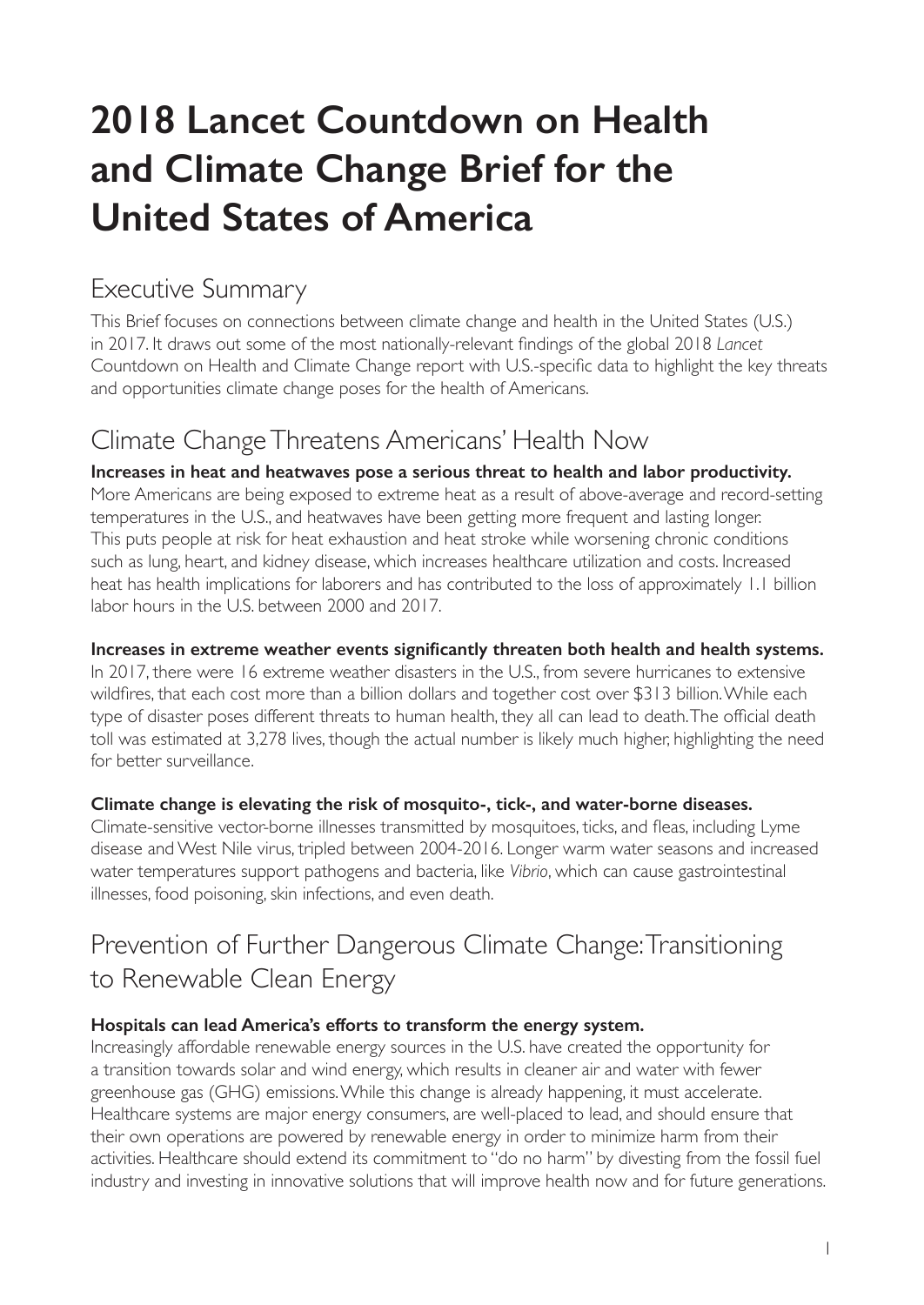# 2018 Lancet Countdown on Health and Climate Change Brief for the United States of America

## Executive Summary

This Brief focuses on connections between climate change and health in the United States (U.S.) in 2017. It draws out some of the most nationally-relevant findings of the global 2018 *Lancet* Countdown on Health and Climate Change report with U.S.-specific data to highlight the key threats and opportunities climate change poses for the health of Americans.

## Climate Change Threatens Americans' Health Now

**Increases in heat and heatwaves pose a serious threat to health and labor productivity.** More Americans are being exposed to extreme heat as a result of above-average and record-setting temperatures in the U.S., and heatwaves have been getting more frequent and lasting longer. This puts people at risk for heat exhaustion and heat stroke while worsening chronic conditions such as lung, heart, and kidney disease, which increases healthcare utilization and costs. Increased heat has health implications for laborers and has contributed to the loss of approximately 1.1 billion labor hours in the U.S. between 2000 and 2017.

**Increases in extreme weather events significantly threaten both health and health systems.** In 2017, there were 16 extreme weather disasters in the U.S., from severe hurricanes to extensive wildfires, that each cost more than a billion dollars and together cost over $313 billion. While each type of disaster poses different threats to human health, they all can lead to death. The official death toll was estimated at 3,278 lives, though the actual number is likely much higher, highlighting the need for better surveillance.

**Climate change is elevating the risk of mosquito-, tick-, and water-borne diseases.** Climate-sensitive vector-borne illnesses transmitted by mosquitoes, ticks, and fleas, including Lyme disease and West Nile virus, tripled between 2004-2016. Longer warm water seasons and increased water temperatures support pathogens and bacteria, like *Vibrio*, which can cause gastrointestinal illnesses, food poisoning, skin infections, and even death.

## Prevention of Further Dangerous Climate Change: Transitioning to Renewable Clean Energy

**Hospitals can lead America's efforts to transform the energy system.** Increasingly affordable renewable energy sources in the U.S. have created the opportunity for a transition towards solar and wind energy, which results in cleaner air and water with fewer greenhouse gas (GHG) emissions. While this change is already happening, it must accelerate. Healthcare systems are major energy consumers, are well-placed to lead, and should ensure that their own operations are powered by renewable energy in order to minimize harm from their activities. Healthcare should extend its commitment to "do no harm" by divesting from the fossil fuel industry and investing in innovative solutions that will improve health now and for future generations.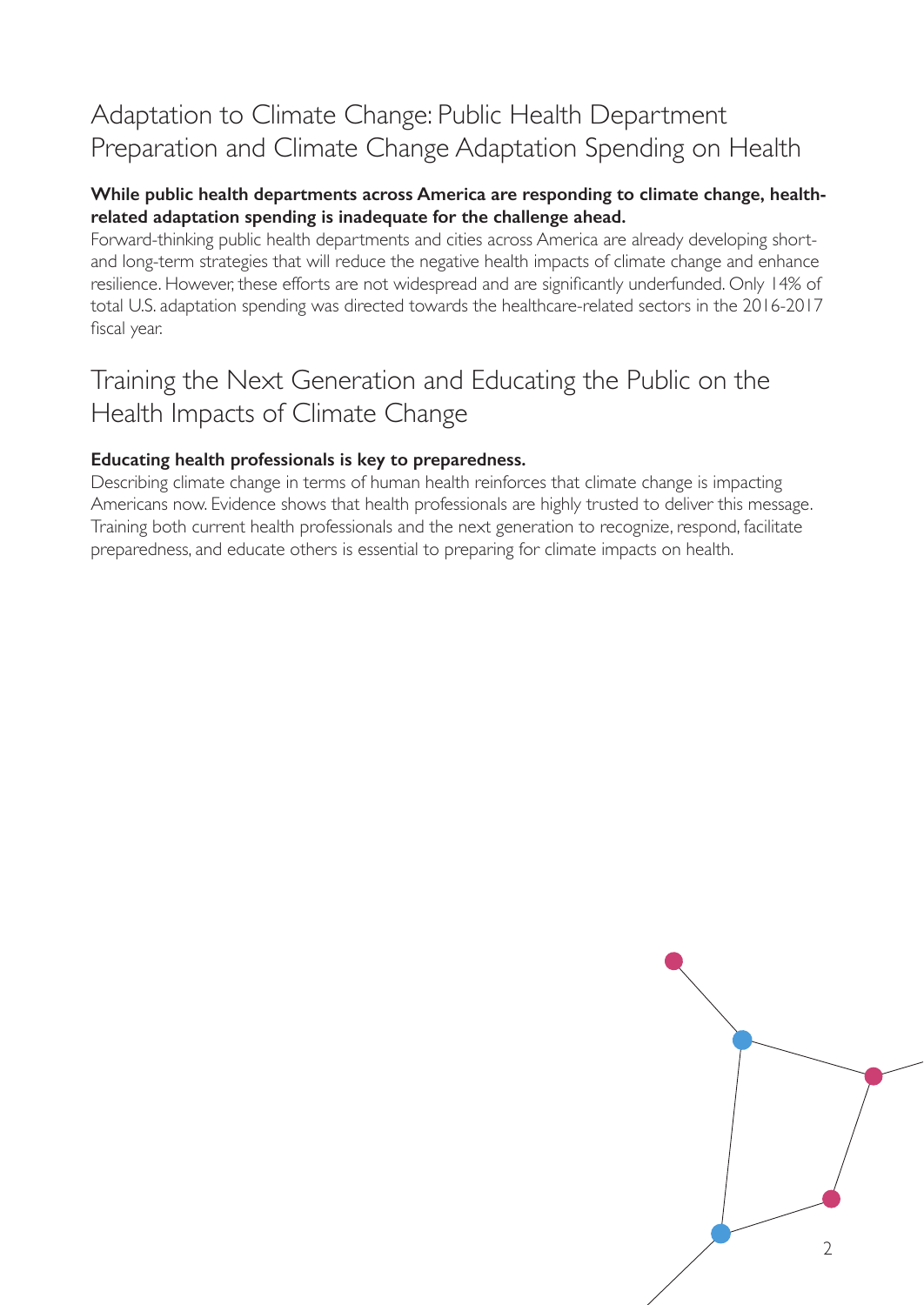## Adaptation to Climate Change: Public Health Department Preparation and Climate Change Adaptation Spending on Health

**While public health departments across America are responding to climate change, health-related adaptation spending is inadequate for the challenge ahead.**

Forward-thinking public health departments and cities across America are already developing short- and long-term strategies that will reduce the negative health impacts of climate change and enhance resilience. However, these efforts are not widespread and are significantly underfunded. Only 14% of total U.S. adaptation spending was directed towards the healthcare-related sectors in the 2016-2017 fiscal year.

## Training the Next Generation and Educating the Public on the Health Impacts of Climate Change

**Educating health professionals is key to preparedness.**

Describing climate change in terms of human health reinforces that climate change is impacting Americans now. Evidence shows that health professionals are highly trusted to deliver this message. Training both current health professionals and the next generation to recognize, respond, facilitate preparedness, and educate others is essential to preparing for climate impacts on health.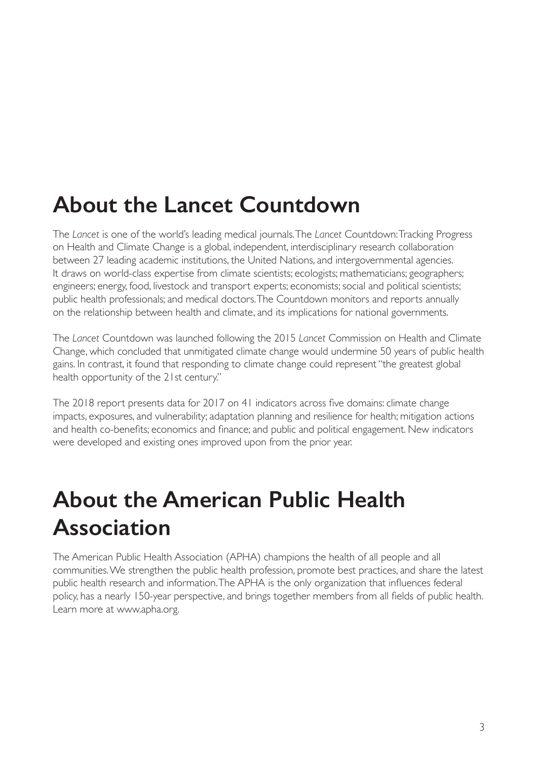# About the Lancet Countdown

The *Lancet* is one of the world's leading medical journals. The *Lancet* Countdown: Tracking Progress on Health and Climate Change is a global, independent, interdisciplinary research collaboration between 27 leading academic institutions, the United Nations, and intergovernmental agencies. It draws on world-class expertise from climate scientists; ecologists; mathematicians; geographers; engineers; energy, food, livestock and transport experts; economists; social and political scientists; public health professionals; and medical doctors. The Countdown monitors and reports annually on the relationship between health and climate, and its implications for national governments.

The *Lancet* Countdown was launched following the 2015 *Lancet* Commission on Health and Climate Change, which concluded that unmitigated climate change would undermine 50 years of public health gains. In contrast, it found that responding to climate change could represent "the greatest global health opportunity of the 21st century."

The 2018 report presents data for 2017 on 41 indicators across five domains: climate change impacts, exposures, and vulnerability; adaptation planning and resilience for health; mitigation actions and health co-benefits; economics and finance; and public and political engagement. New indicators were developed and existing ones improved upon from the prior year.

# About the American Public Health Association

The American Public Health Association (APHA) champions the health of all people and all communities. We strengthen the public health profession, promote best practices, and share the latest public health research and information. The APHA is the only organization that influences federal policy, has a nearly 150-year perspective, and brings together members from all fields of public health. Learn more at www.apha.org.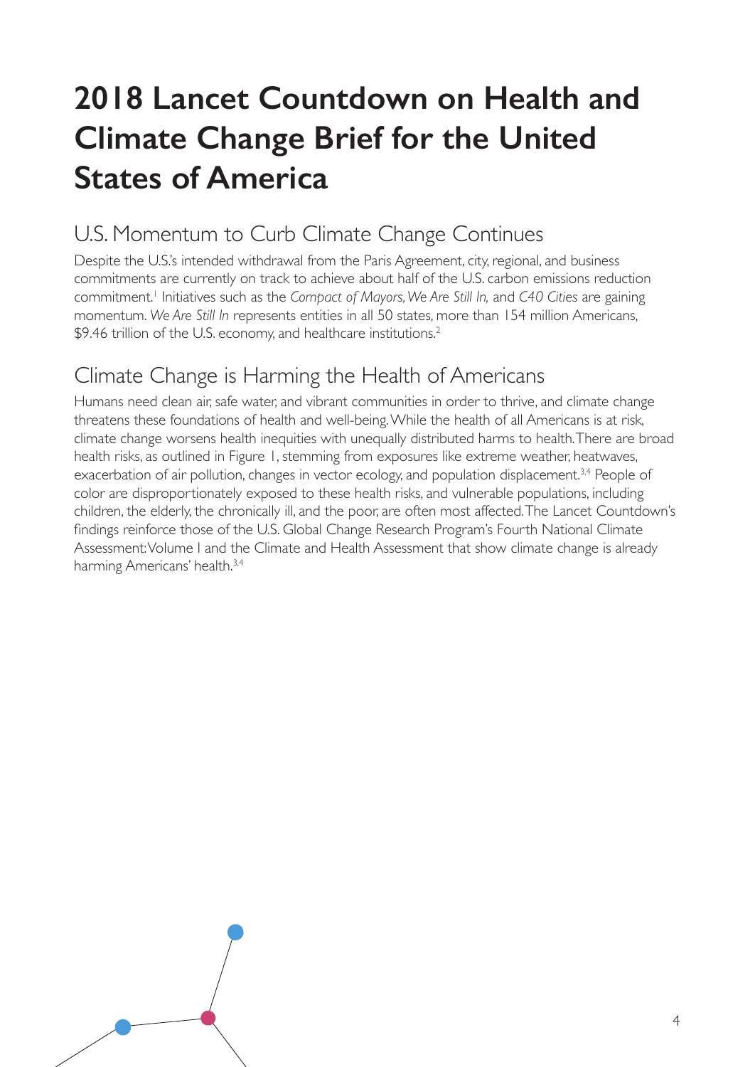# 2018 Lancet Countdown on Health and Climate Change Brief for the United States of America

## U.S. Momentum to Curb Climate Change Continues

Despite the U.S.'s intended withdrawal from the Paris Agreement, city, regional, and business commitments are currently on track to achieve about half of the U.S. carbon emissions reduction commitment.[1] Initiatives such as the *Compact of Mayors, We Are Still In,* and *C40 Cities* are gaining momentum. *We Are Still In* represents entities in all 50 states, more than 154 million Americans, \$9.46 trillion of the U.S. economy, and healthcare institutions.[2]

## Climate Change is Harming the Health of Americans

Humans need clean air, safe water, and vibrant communities in order to thrive, and climate change threatens these foundations of health and well-being. While the health of all Americans is at risk, climate change worsens health inequities with unequally distributed harms to health. There are broad health risks, as outlined in Figure 1, stemming from exposures like extreme weather, heatwaves, exacerbation of air pollution, changes in vector ecology, and population displacement.[3,4] People of color are disproportionately exposed to these health risks, and vulnerable populations, including children, the elderly, the chronically ill, and the poor, are often most affected. The Lancet Countdown's findings reinforce those of the U.S. Global Change Research Program's Fourth National Climate Assessment: Volume I and the Climate and Health Assessment that show climate change is already harming Americans' health.[3,4]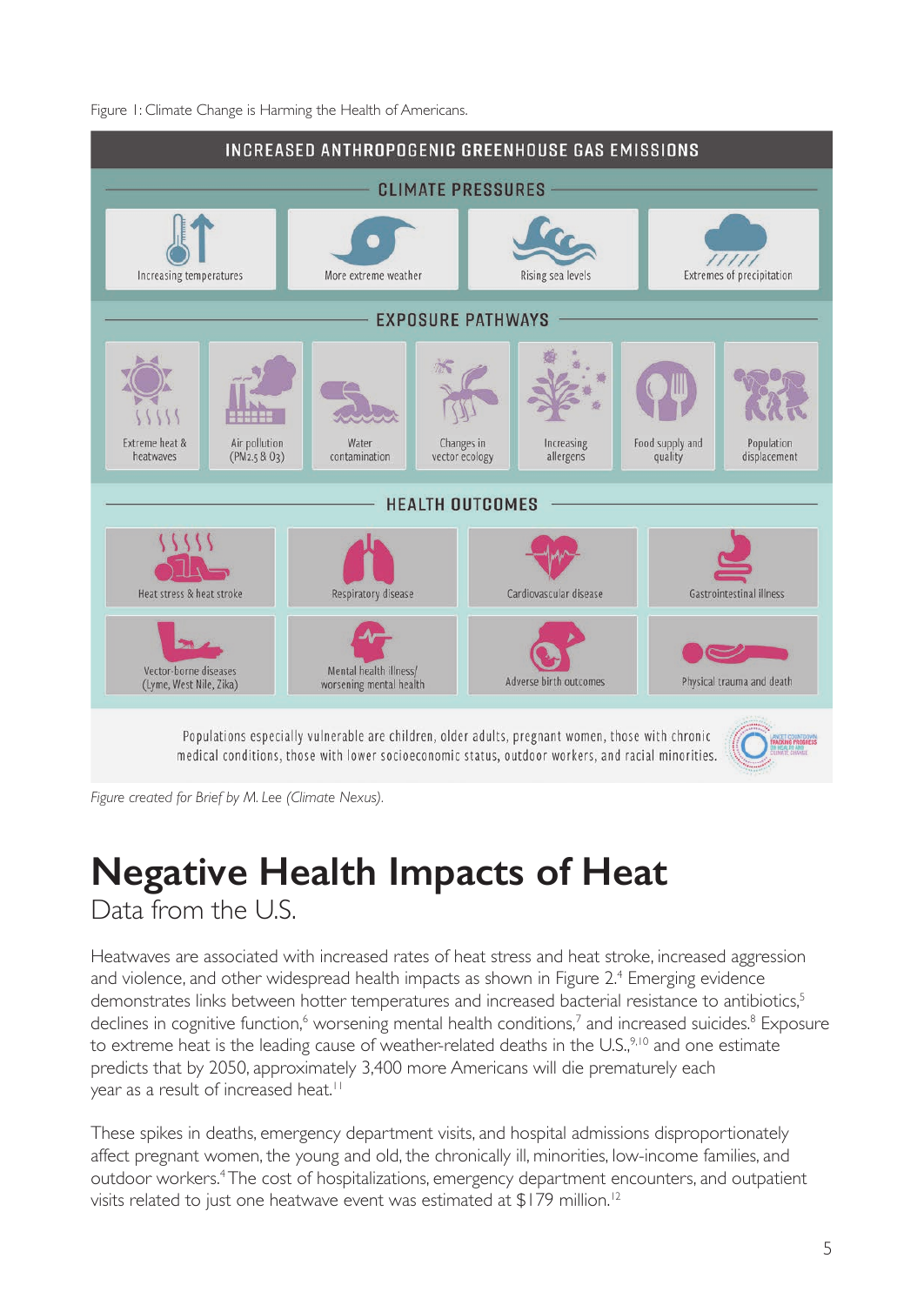Figure 1: Climate Change is Harming the Health of Americans.

INCREASED ANTHROPOGENIC GREENHOUSE GAS EMISSIONS

CLIMATE PRESSURES

Increasing temperatures

More extreme weather

Rising sea levels

Extremes of precipitation

EXPOSURE PATHWAYS

Extreme heat & heatwaves

Air pollution ($PM_{2.5}$ & $O_3$)

Water contamination

Changes in vector ecology

Increasing allergens

Food supply and quality

Population displacement

HEALTH OUTCOMES

Heat stress & heat stroke

Respiratory disease

Cardiovascular disease

Gastrointestinal illness

Vector-borne diseases (Lyme, West Nile, Zika)

Mental health illness/ worsening mental health

Adverse birth outcomes

Physical trauma and death

Populations especially vulnerable are children, older adults, pregnant women, those with chronic medical conditions, those with lower socioeconomic status, outdoor workers, and racial minorities.

LANCET COUNTDOWN TRACKING PROGRESS ON HEALTH AND CLIMATE CHANGE

*Figure created for Brief by M. Lee (Climate Nexus).*

# Negative Health Impacts of Heat

## Data from the U.S.

Heatwaves are associated with increased rates of heat stress and heat stroke, increased aggression and violence, and other widespread health impacts as shown in Figure 2.[4] Emerging evidence demonstrates links between hotter temperatures and increased bacterial resistance to antibiotics,[5] declines in cognitive function,[6] worsening mental health conditions,[7] and increased suicides.[8] Exposure to extreme heat is the leading cause of weather-related deaths in the U.S.,[9,10] and one estimate predicts that by 2050, approximately 3,400 more Americans will die prematurely each year as a result of increased heat.[11]

These spikes in deaths, emergency department visits, and hospital admissions disproportionately affect pregnant women, the young and old, the chronically ill, minorities, low-income families, and outdoor workers.[4] The cost of hospitalizations, emergency department encounters, and outpatient visits related to just one heatwave event was estimated at $179 million.[12]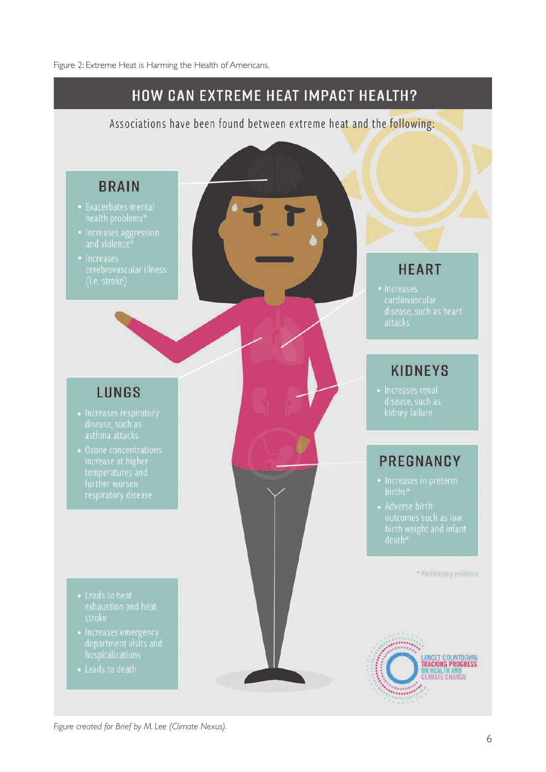Figure 2: Extreme Heat is Harming the Health of Americans.

HOW CAN EXTREME HEAT IMPACT HEALTH?

Associations have been found between extreme heat and the following:

BRAIN

- Exacerbates mental health problems*
- Increases aggression and violence*
- Increases cerebrovascular illness (i.e. stroke)

HEART

- Increases cardiovascular disease, such as heart attacks

KIDNEYS

- Increases renal disease, such as kidney failure

LUNGS

- Increases respiratory disease, such as asthma attacks
- Ozone concentrations increase at higher temperatures and further worsen respiratory disease

PREGNANCY

- Increases in preterm births*
- Adverse birth outcomes such as low birth weight and infant death*

\* Preliminary evidence

- Leads to heat exhaustion and heat stroke
- Increases emergency department visits and hospitalizations
- Leads to death

LANCET COUNTDOWN: TRACKING PROGRESS ON HEALTH AND CLIMATE CHANGE

*Figure created for Brief by M. Lee (Climate Nexus).*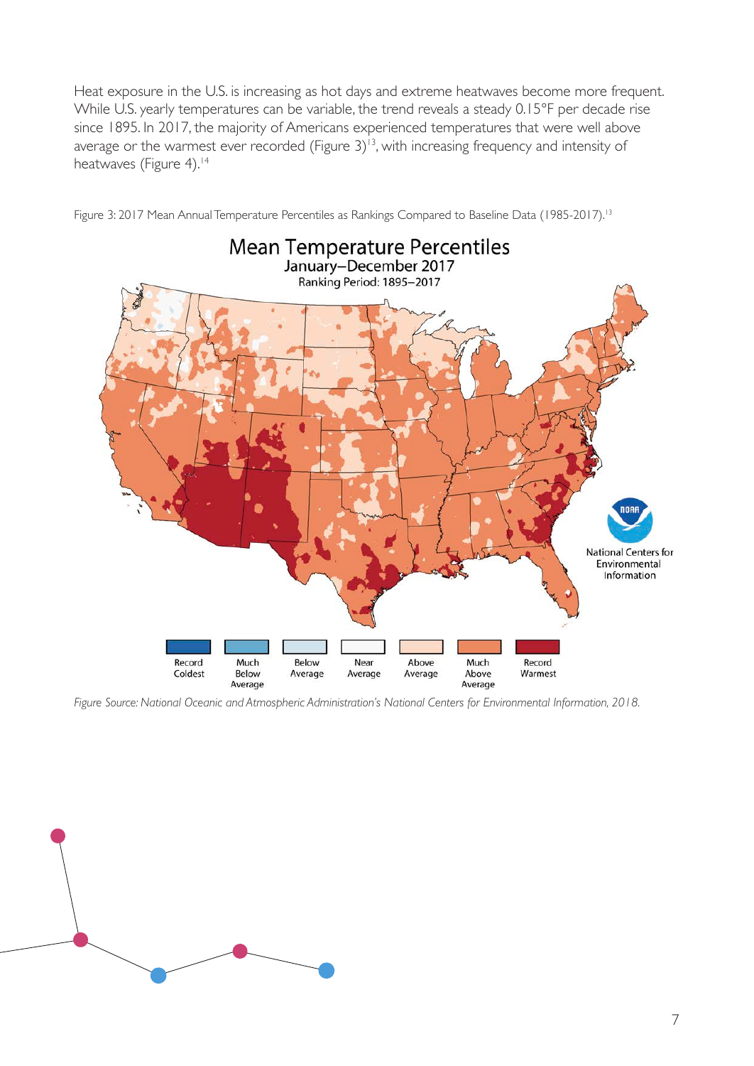Heat exposure in the U.S. is increasing as hot days and extreme heatwaves become more frequent. While U.S. yearly temperatures can be variable, the trend reveals a steady 0.15°F per decade rise since 1895. In 2017, the majority of Americans experienced temperatures that were well above average or the warmest ever recorded (Figure 3)[13], with increasing frequency and intensity of heatwaves (Figure 4).[14]

Figure 3: 2017 Mean Annual Temperature Percentiles as Rankings Compared to Baseline Data (1985-2017).[13]

Mean Temperature Percentiles
January–December 2017
Ranking Period: 1895–2017

Record Coldest
Much Below Average
Below Average
Near Average
Above Average
Much Above Average
Record Warmest

NOAA
National Centers for Environmental Information

*Figure Source: National Oceanic and Atmospheric Administration's National Centers for Environmental Information, 2018.*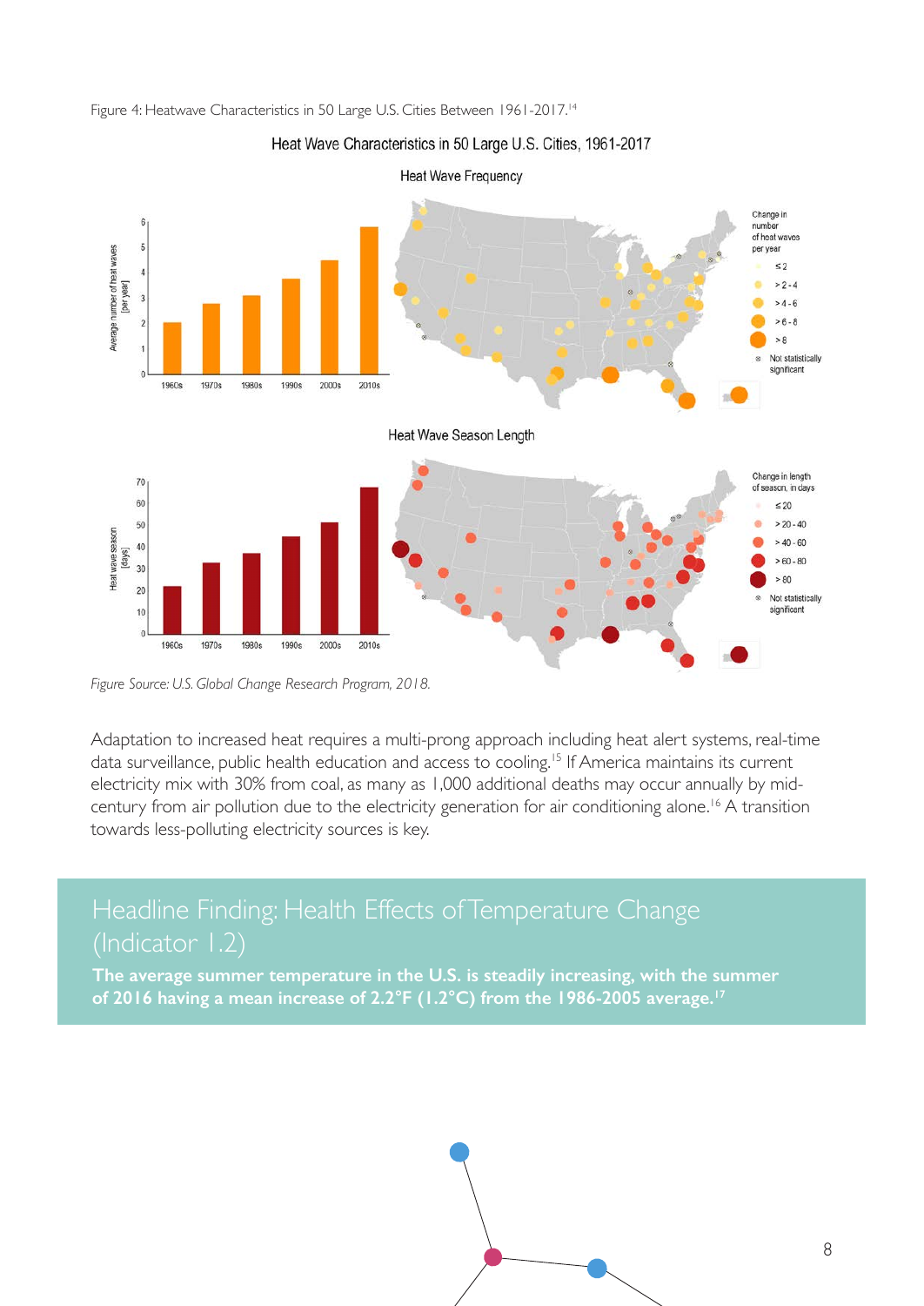Figure 4: Heatwave Characteristics in 50 Large U.S. Cities Between 1961-2017.[14]

Heat Wave Characteristics in 50 Large U.S. Cities, 1961-2017

Heat Wave Frequency

Average number of heat waves [per year]

0
1
2
3
4
5
6

1960s 1970s 1980s 1990s 2000s 2010s

Change in number of heat waves per year

≤2
>2-4
>4-6
>6-8
>8
Not statistically significant

Heat Wave Season Length

Heat wave season [days]

0
10
20
30
40
50
60
70

1960s 1970s 1980s 1990s 2000s 2010s

Change in length of season, in days

≤20
>20-40
>40-60
>60-80
>80
Not statistically significant

*Figure Source: U.S. Global Change Research Program, 2018.*

Adaptation to increased heat requires a multi-prong approach including heat alert systems, real-time data surveillance, public health education and access to cooling.[15] If America maintains its current electricity mix with 30% from coal, as many as 1,000 additional deaths may occur annually by mid-century from air pollution due to the electricity generation for air conditioning alone.[16] A transition towards less-polluting electricity sources is key.

## Headline Finding: Health Effects of Temperature Change (Indicator 1.2)

**The average summer temperature in the U.S. is steadily increasing, with the summer of 2016 having a mean increase of 2.2°F (1.2°C) from the 1986-2005 average.[17]**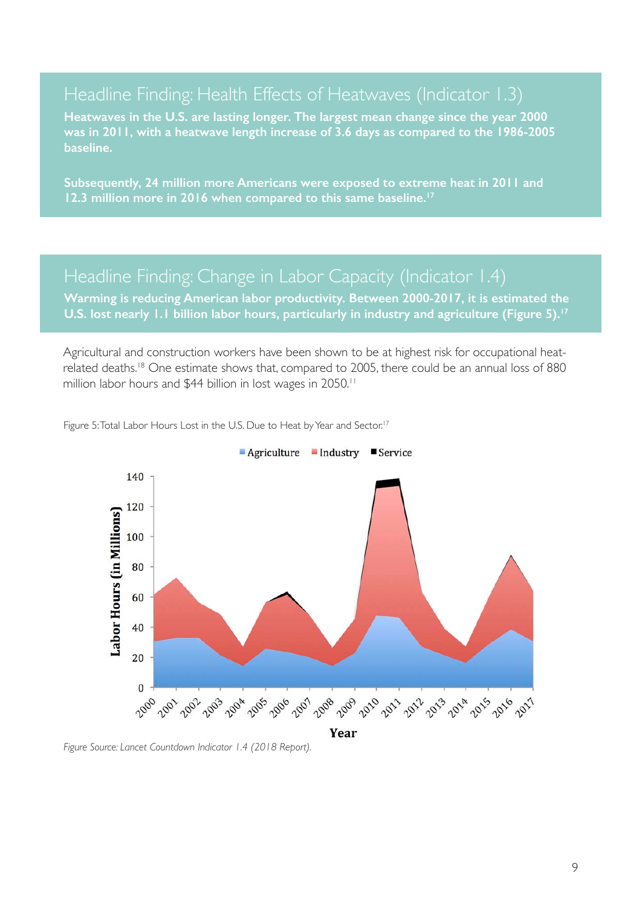## Headline Finding: Health Effects of Heatwaves (Indicator 1.3)

**Heatwaves in the U.S. are lasting longer. The largest mean change since the year 2000 was in 2011, with a heatwave length increase of 3.6 days as compared to the 1986-2005 baseline.**

**Subsequently, 24 million more Americans were exposed to extreme heat in 2011 and 12.3 million more in 2016 when compared to this same baseline.[17]**

## Headline Finding: Change in Labor Capacity (Indicator 1.4)

**Warming is reducing American labor productivity. Between 2000-2017, it is estimated the U.S. lost nearly 1.1 billion labor hours, particularly in industry and agriculture (Figure 5).[17]**

Agricultural and construction workers have been shown to be at highest risk for occupational heat-related deaths.[18] One estimate shows that, compared to 2005, there could be an annual loss of 880 million labor hours and $44 billion in lost wages in 2050.[11]

Figure 5: Total Labor Hours Lost in the U.S. Due to Heat by Year and Sector.[17]

Agriculture Industry Service

Labor Hours (in Millions)

0
20
40
60
80
100
120
140

2000 2001 2002 2003 2004 2005 2006 2007 2008 2009 2010 2011 2012 2013 2014 2015 2016 2017

Year

*Figure Source: Lancet Countdown Indicator 1.4 (2018 Report).*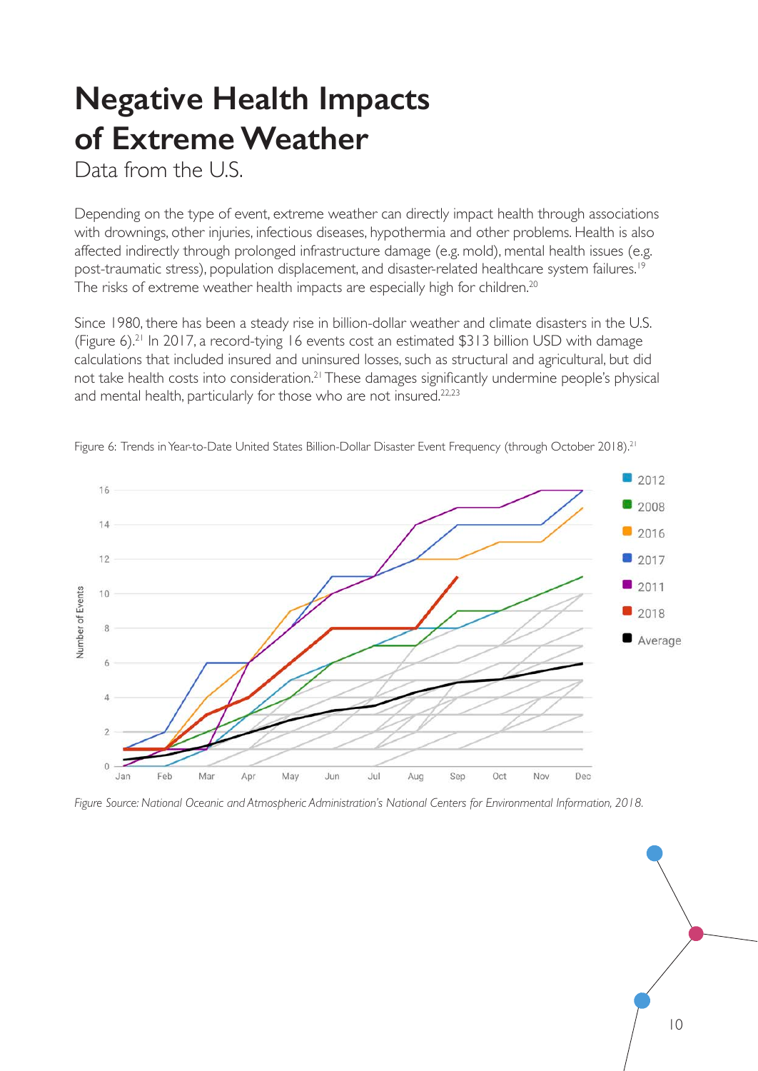# Negative Health Impacts of Extreme Weather

Data from the U.S.

Depending on the type of event, extreme weather can directly impact health through associations with drownings, other injuries, infectious diseases, hypothermia and other problems. Health is also affected indirectly through prolonged infrastructure damage (e.g. mold), mental health issues (e.g. post-traumatic stress), population displacement, and disaster-related healthcare system failures.[19] The risks of extreme weather health impacts are especially high for children.[20]

Since 1980, there has been a steady rise in billion-dollar weather and climate disasters in the U.S. (Figure 6).[21] In 2017, a record-tying 16 events cost an estimated $313 billion USD with damage calculations that included insured and uninsured losses, such as structural and agricultural, but did not take health costs into consideration.[21] These damages significantly undermine people's physical and mental health, particularly for those who are not insured.[22,23]

Figure 6: Trends in Year-to-Date United States Billion-Dollar Disaster Event Frequency (through October 2018).[21]

Number of Events
0
2
4
6
8
10
12
14
16
Jan
Feb
Mar
Apr
May
Jun
Jul
Aug
Sep
Oct
Nov
Dec
2012
2008
2016
2017
2011
2018
Average

*Figure Source: National Oceanic and Atmospheric Administration's National Centers for Environmental Information, 2018.*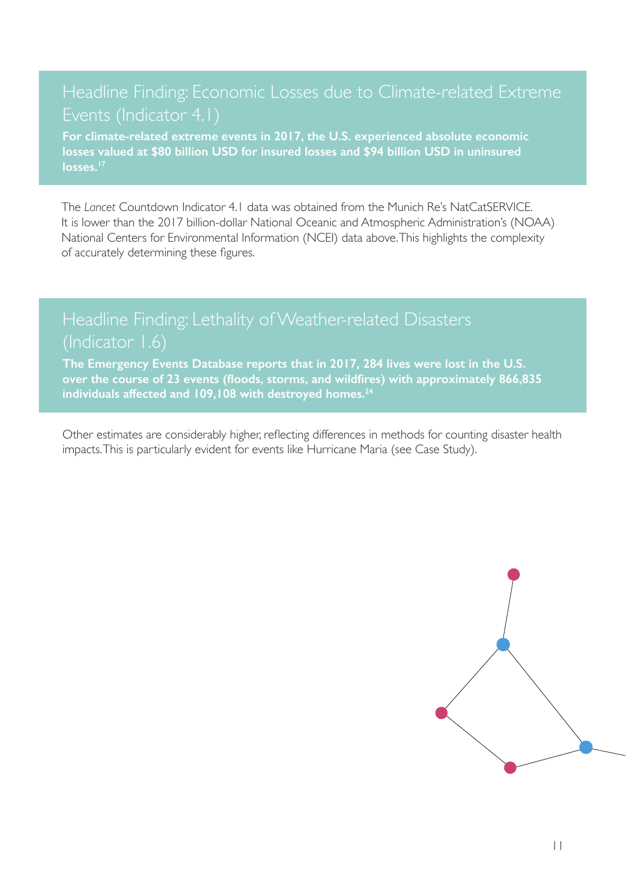## Headline Finding: Economic Losses due to Climate-related Extreme Events (Indicator 4.1)

**For climate-related extreme events in 2017, the U.S. experienced absolute economic losses valued at $80 billion USD for insured losses and $94 billion USD in uninsured losses.[17]**

The *Lancet* Countdown Indicator 4.1 data was obtained from the Munich Re's NatCatSERVICE. It is lower than the 2017 billion-dollar National Oceanic and Atmospheric Administration's (NOAA) National Centers for Environmental Information (NCEI) data above. This highlights the complexity of accurately determining these figures.

## Headline Finding: Lethality of Weather-related Disasters (Indicator 1.6)

**The Emergency Events Database reports that in 2017, 284 lives were lost in the U.S. over the course of 23 events (floods, storms, and wildfires) with approximately 866,835 individuals affected and 109,108 with destroyed homes.[24]**

Other estimates are considerably higher, reflecting differences in methods for counting disaster health impacts. This is particularly evident for events like Hurricane Maria (see Case Study).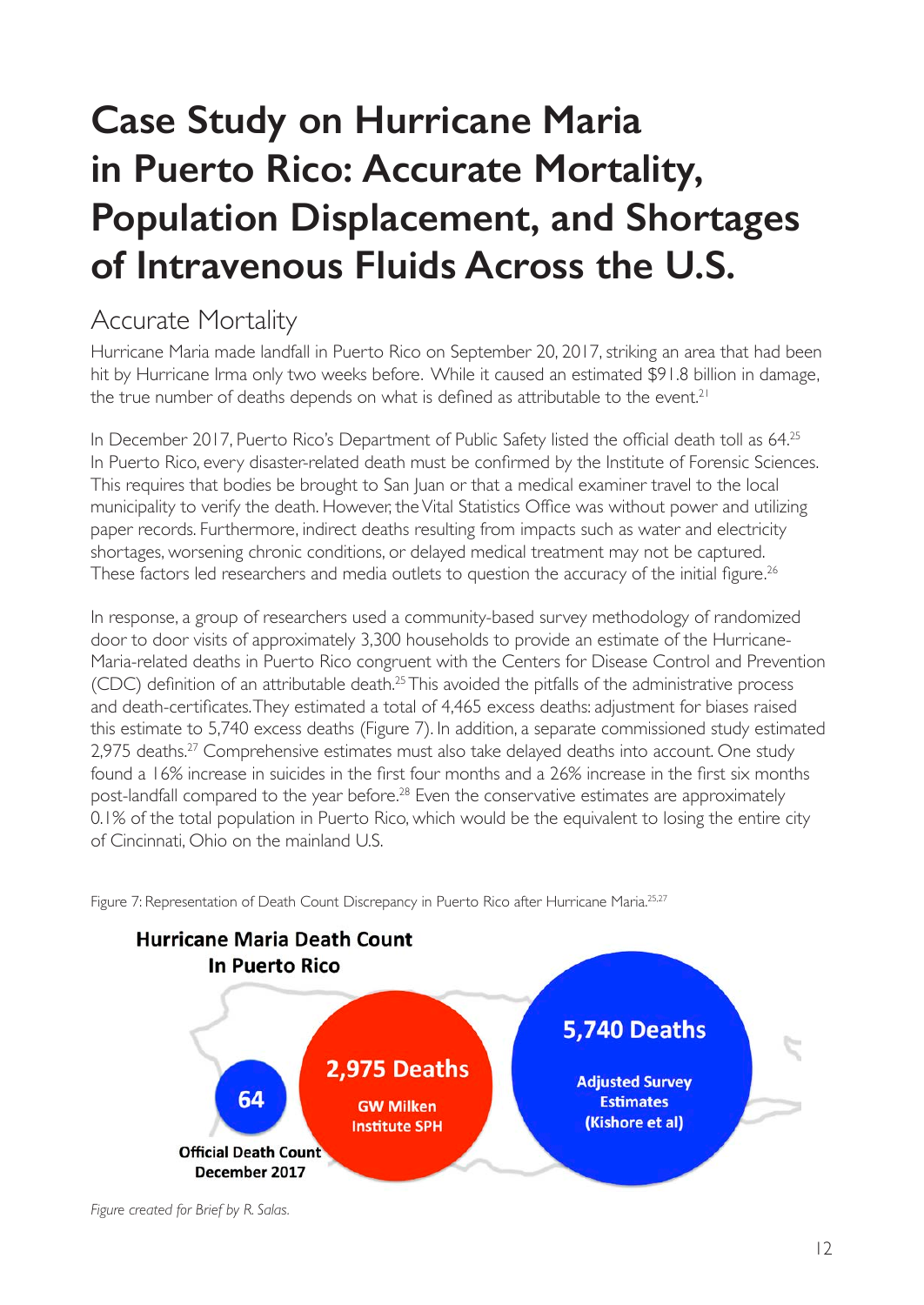# Case Study on Hurricane Maria in Puerto Rico: Accurate Mortality, Population Displacement, and Shortages of Intravenous Fluids Across the U.S.

## Accurate Mortality

Hurricane Maria made landfall in Puerto Rico on September 20, 2017, striking an area that had been hit by Hurricane Irma only two weeks before. While it caused an estimated $91.8 billion in damage, the true number of deaths depends on what is defined as attributable to the event.[21]

In December 2017, Puerto Rico's Department of Public Safety listed the official death toll as 64.[25] In Puerto Rico, every disaster-related death must be confirmed by the Institute of Forensic Sciences. This requires that bodies be brought to San Juan or that a medical examiner travel to the local municipality to verify the death. However, the Vital Statistics Office was without power and utilizing paper records. Furthermore, indirect deaths resulting from impacts such as water and electricity shortages, worsening chronic conditions, or delayed medical treatment may not be captured. These factors led researchers and media outlets to question the accuracy of the initial figure.[26]

In response, a group of researchers used a community-based survey methodology of randomized door to door visits of approximately 3,300 households to provide an estimate of the Hurricane-Maria-related deaths in Puerto Rico congruent with the Centers for Disease Control and Prevention (CDC) definition of an attributable death.[25] This avoided the pitfalls of the administrative process and death-certificates. They estimated a total of 4,465 excess deaths: adjustment for biases raised this estimate to 5,740 excess deaths (Figure 7). In addition, a separate commissioned study estimated 2,975 deaths.[27] Comprehensive estimates must also take delayed deaths into account. One study found a 16% increase in suicides in the first four months and a 26% increase in the first six months post-landfall compared to the year before.[28] Even the conservative estimates are approximately 0.1% of the total population in Puerto Rico, which would be the equivalent to losing the entire city of Cincinnati, Ohio on the mainland U.S.

Figure 7: Representation of Death Count Discrepancy in Puerto Rico after Hurricane Maria.[25,27]

Hurricane Maria Death Count
In Puerto Rico

64
Official Death Count
December 2017

2,975 Deaths
GW Milken
Institute SPH

5,740 Deaths
Adjusted Survey
Estimates
(Kishore et al)

*Figure created for Brief by R. Salas.*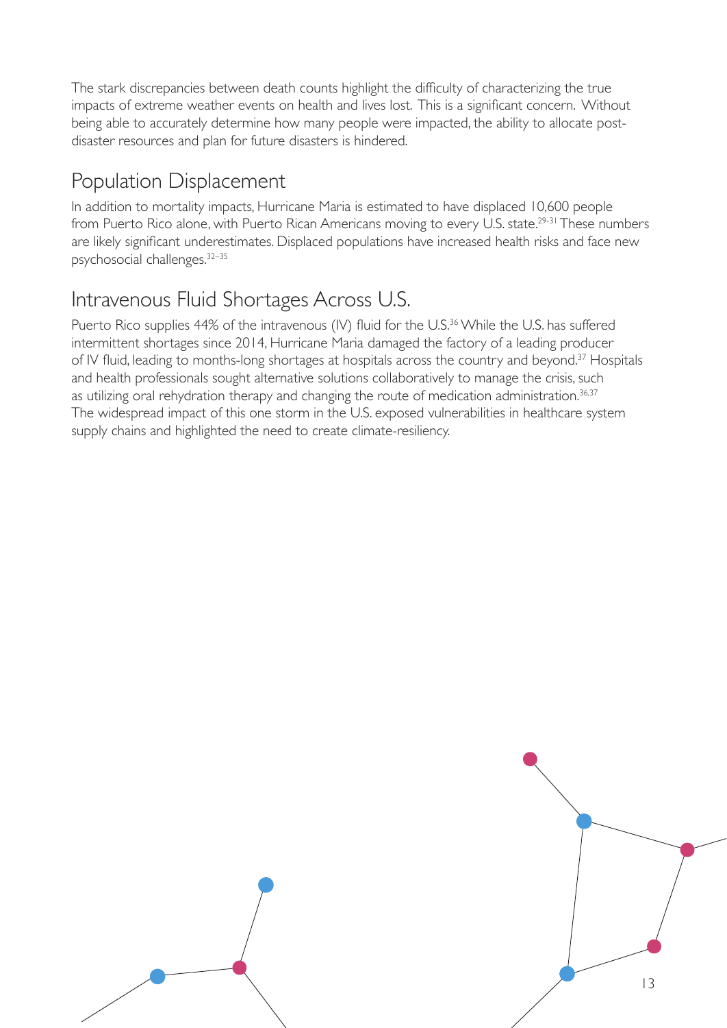The stark discrepancies between death counts highlight the difficulty of characterizing the true impacts of extreme weather events on health and lives lost. This is a significant concern. Without being able to accurately determine how many people were impacted, the ability to allocate post-disaster resources and plan for future disasters is hindered.

## Population Displacement

In addition to mortality impacts, Hurricane Maria is estimated to have displaced 10,600 people from Puerto Rico alone, with Puerto Rican Americans moving to every U.S. state.[29-31] These numbers are likely significant underestimates. Displaced populations have increased health risks and face new psychosocial challenges.[32–35]

## Intravenous Fluid Shortages Across U.S.

Puerto Rico supplies 44% of the intravenous (IV) fluid for the U.S.[36] While the U.S. has suffered intermittent shortages since 2014, Hurricane Maria damaged the factory of a leading producer of IV fluid, leading to months-long shortages at hospitals across the country and beyond.[37] Hospitals and health professionals sought alternative solutions collaboratively to manage the crisis, such as utilizing oral rehydration therapy and changing the route of medication administration.[36,37] The widespread impact of this one storm in the U.S. exposed vulnerabilities in healthcare system supply chains and highlighted the need to create climate-resiliency.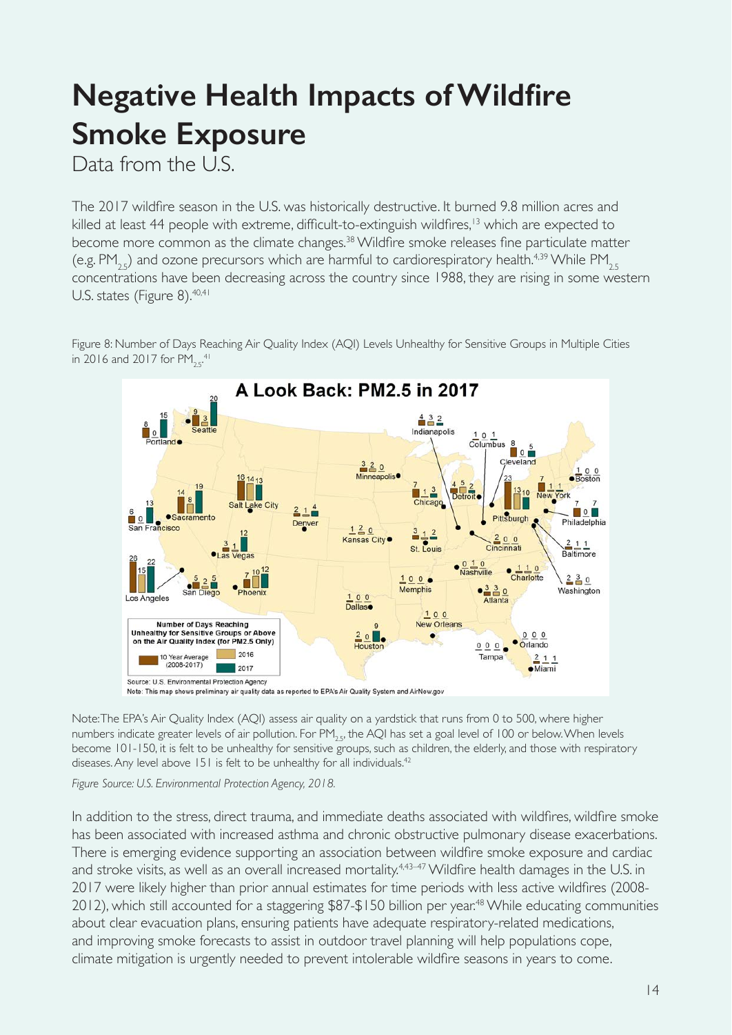# Negative Health Impacts of Wildfire Smoke Exposure

## Data from the U.S.

The 2017 wildfire season in the U.S. was historically destructive. It burned 9.8 million acres and killed at least 44 people with extreme, difficult-to-extinguish wildfires,[13] which are expected to become more common as the climate changes.[38] Wildfire smoke releases fine particulate matter (e.g. $PM_{2.5}$) and ozone precursors which are harmful to cardiorespiratory health.[4,39] While $PM_{2.5}$ concentrations have been decreasing across the country since 1988, they are rising in some western U.S. states (Figure 8).[40,41]

Figure 8: Number of Days Reaching Air Quality Index (AQI) Levels Unhealthy for Sensitive Groups in Multiple Cities in 2016 and 2017 for $PM_{2.5}$.[41]

A Look Back: PM2.5 in 2017

Seattle 9 3 20
Portland 8 0 15
Sacramento 14 8 19
San Francisco 6 0 13
Salt Lake City 16 14 13
Denver 2 1 4
Las Vegas 3 1 12
Los Angeles 26 15 22
San Diego 5 2 5
Phoenix 7 10 12
Minneapolis 3 2 0
Kansas City 1 2 0
Dallas 1 0 0
Houston 2 0 9
Indianapolis 4 3 2
Columbus 1 0 1
Cleveland 8 0 5
Chicago 7 1 3
Detroit 4 5 2
St. Louis 3 1 2
Cincinnati 2 0 0
Pittsburgh 23 13 10
Boston 1 0 0
New York 7 1 1
Philadelphia 7 0 7
Baltimore 2 1 1
Washington 2 3 0
Nashville 0 1 0
Charlotte 1 1 0
Memphis 1 0 0
Atlanta 3 3 0
New Orleans 1 0 0
Orlando 0 0 0
Tampa 0 0 0
Miami 2 1 1

Number of Days Reaching Unhealthy for Sensitive Groups or Above on the Air Quality Index (for PM2.5 Only)

10 Year Average (2008-2017)
2016
2017

Source: U.S. Environmental Protection Agency

Note: This map shows preliminary air quality data as reported to EPA's Air Quality System and AirNow.gov

Note: The EPA's Air Quality Index (AQI) assess air quality on a yardstick that runs from 0 to 500, where higher numbers indicate greater levels of air pollution. For $PM_{2.5}$, the AQI has set a goal level of 100 or below. When levels become 101-150, it is felt to be unhealthy for sensitive groups, such as children, the elderly, and those with respiratory diseases. Any level above 151 is felt to be unhealthy for all individuals.[42]

*Figure Source: U.S. Environmental Protection Agency, 2018.*

In addition to the stress, direct trauma, and immediate deaths associated with wildfires, wildfire smoke has been associated with increased asthma and chronic obstructive pulmonary disease exacerbations. There is emerging evidence supporting an association between wildfire smoke exposure and cardiac and stroke visits, as well as an overall increased mortality.[4,43–47] Wildfire health damages in the U.S. in 2017 were likely higher than prior annual estimates for time periods with less active wildfires (2008-2012), which still accounted for a staggering $87-$150 billion per year.[48] While educating communities about clear evacuation plans, ensuring patients have adequate respiratory-related medications, and improving smoke forecasts to assist in outdoor travel planning will help populations cope, climate mitigation is urgently needed to prevent intolerable wildfire seasons in years to come.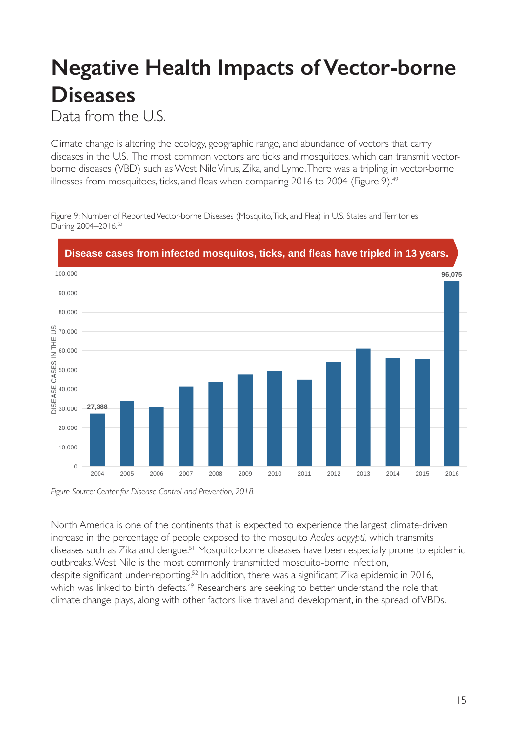# Negative Health Impacts of Vector-borne Diseases

## Data from the U.S.

Climate change is altering the ecology, geographic range, and abundance of vectors that carry diseases in the U.S. The most common vectors are ticks and mosquitoes, which can transmit vector-borne diseases (VBD) such as West Nile Virus, Zika, and Lyme. There was a tripling in vector-borne illnesses from mosquitoes, ticks, and fleas when comparing 2016 to 2004 (Figure 9).[49]

Figure 9: Number of Reported Vector-borne Diseases (Mosquito, Tick, and Flea) in U.S. States and Territories During 2004–2016.[50]

Disease cases from infected mosquitos, ticks, and fleas have tripled in 13 years.

DISEASE CASES IN THE US

100,000
90,000
80,000
70,000
60,000
50,000
40,000
30,000
20,000
10,000
0

27,388
96,075

2004 2005 2006 2007 2008 2009 2010 2011 2012 2013 2014 2015 2016

*Figure Source: Center for Disease Control and Prevention, 2018.*

North America is one of the continents that is expected to experience the largest climate-driven increase in the percentage of people exposed to the mosquito *Aedes aegypti,* which transmits diseases such as Zika and dengue.[51] Mosquito-borne diseases have been especially prone to epidemic outbreaks. West Nile is the most commonly transmitted mosquito-borne infection, despite significant under-reporting.[52] In addition, there was a significant Zika epidemic in 2016, which was linked to birth defects.[49] Researchers are seeking to better understand the role that climate change plays, along with other factors like travel and development, in the spread of VBDs.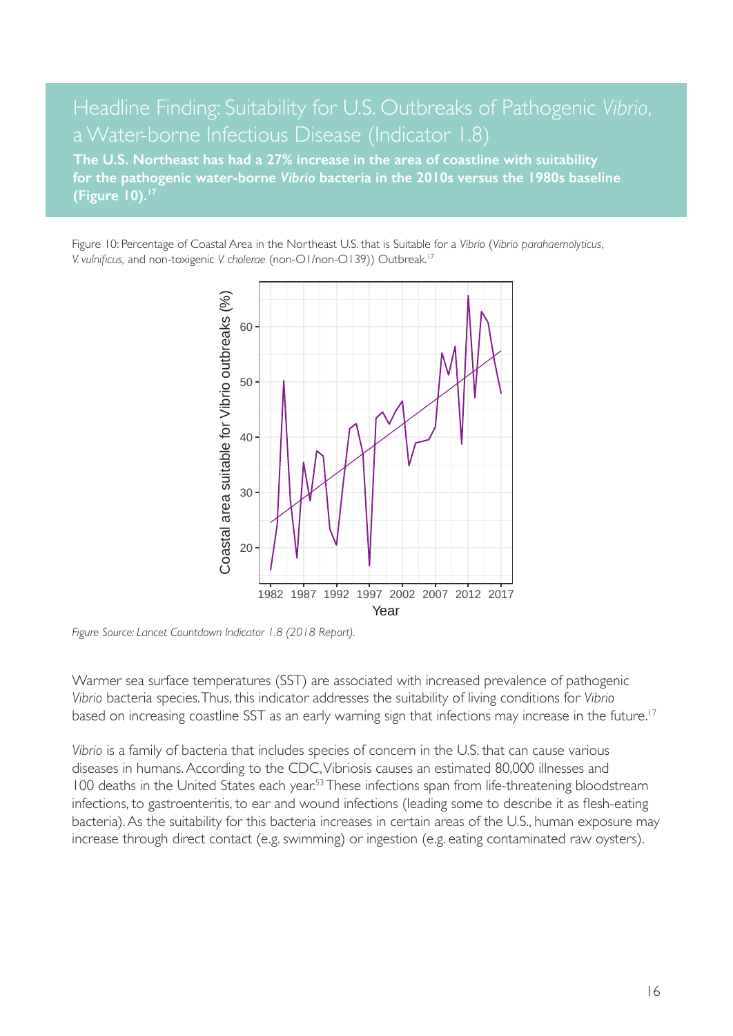# Headline Finding: Suitability for U.S. Outbreaks of Pathogenic *Vibrio*, a Water-borne Infectious Disease (Indicator 1.8)

**The U.S. Northeast has had a 27% increase in the area of coastline with suitability for the pathogenic water-borne *Vibrio* bacteria in the 2010s versus the 1980s baseline (Figure 10).[17]**

Figure 10: Percentage of Coastal Area in the Northeast U.S. that is Suitable for a *Vibrio* (*Vibrio parahaemolyticus*, *V. vulnificus,* and non-toxigenic *V. cholerae* (non-O1/non-O139)) Outbreak.[17]

*Figure Source: Lancet Countdown Indicator 1.8 (2018 Report).*

Warmer sea surface temperatures (SST) are associated with increased prevalence of pathogenic *Vibrio* bacteria species. Thus, this indicator addresses the suitability of living conditions for *Vibrio* based on increasing coastline SST as an early warning sign that infections may increase in the future.[17]

*Vibrio* is a family of bacteria that includes species of concern in the U.S. that can cause various diseases in humans. According to the CDC, Vibriosis causes an estimated 80,000 illnesses and 100 deaths in the United States each year.[53] These infections span from life-threatening bloodstream infections, to gastroenteritis, to ear and wound infections (leading some to describe it as flesh-eating bacteria). As the suitability for this bacteria increases in certain areas of the U.S., human exposure may increase through direct contact (e.g. swimming) or ingestion (e.g. eating contaminated raw oysters).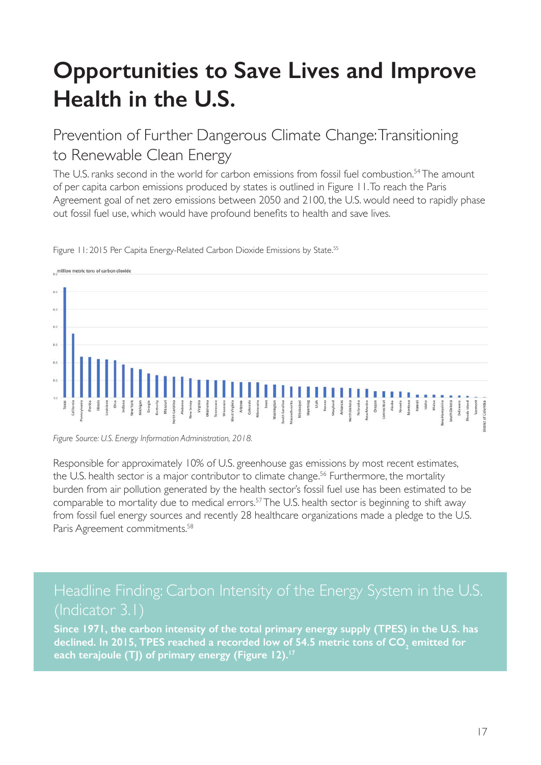# Opportunities to Save Lives and Improve Health in the U.S.

## Prevention of Further Dangerous Climate Change: Transitioning to Renewable Clean Energy

The U.S. ranks second in the world for carbon emissions from fossil fuel combustion.[54] The amount of per capita carbon emissions produced by states is outlined in Figure 11. To reach the Paris Agreement goal of net zero emissions between 2050 and 2100, the U.S. would need to rapidly phase out fossil fuel use, which would have profound benefits to health and save lives.

Figure 11: 2015 Per Capita Energy-Related Carbon Dioxide Emissions by State.[55]

million metric tons of carbon dioxide

Texas, California, Pennsylvania, Florida, Illinois, Louisiana, Ohio, Indiana, New York, Michigan, Georgia, Kentucky, Missouri, North Carolina, Alabama, New Jersey, Virginia, Oklahoma, Tennessee, Wisconsin, West Virginia, Arizona, Colorado, Minnesota, Iowa, Washington, South Carolina, Massachusetts, Mississippi, Wyoming, Utah, Kansas, Maryland, Arkansas, North Dakota, Nebraska, New Mexico, Oregon, Connecticut, Alaska, Nevada, Montana, Hawaii, Idaho, Maine, New Hampshire, South Dakota, Delaware, Rhode Island, Vermont, District of Columbia

*Figure Source: U.S. Energy Information Administration, 2018.*

Responsible for approximately 10% of U.S. greenhouse gas emissions by most recent estimates, the U.S. health sector is a major contributor to climate change.[56] Furthermore, the mortality burden from air pollution generated by the health sector's fossil fuel use has been estimated to be comparable to mortality due to medical errors.[57] The U.S. health sector is beginning to shift away from fossil fuel energy sources and recently 28 healthcare organizations made a pledge to the U.S. Paris Agreement commitments.[58]

### Headline Finding: Carbon Intensity of the Energy System in the U.S. (Indicator 3.1)

**Since 1971, the carbon intensity of the total primary energy supply (TPES) in the U.S. has declined. In 2015, TPES reached a recorded low of 54.5 metric tons of $CO_2$ emitted for each terajoule (TJ) of primary energy (Figure 12).[17]**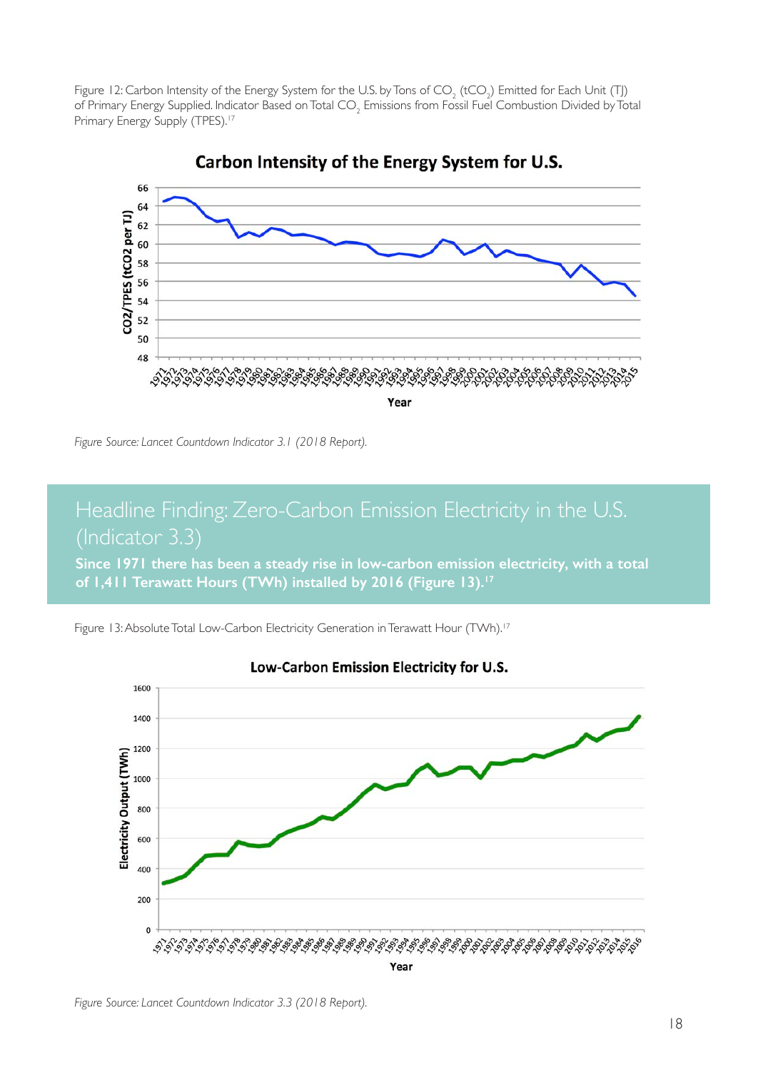Figure 12: Carbon Intensity of the Energy System for the U.S. by Tons of $CO_2$ ($tCO_2$) Emitted for Each Unit (TJ) of Primary Energy Supplied. Indicator Based on Total $CO_2$ Emissions from Fossil Fuel Combustion Divided by Total Primary Energy Supply (TPES).[17]

Carbon Intensity of the Energy System for U.S.

CO2/TPES (tCO2 per TJ)

66
64
62
60
58
56
54
52
50
48

1971 1972 1973 1974 1975 1976 1977 1978 1979 1980 1981 1982 1983 1984 1985 1986 1987 1988 1989 1990 1991 1992 1993 1994 1995 1996 1997 1998 1999 2000 2001 2002 2003 2004 2005 2006 2007 2008 2009 2010 2011 2012 2013 2014 2015

Year

*Figure Source: Lancet Countdown Indicator 3.1 (2018 Report).*

## Headline Finding: Zero-Carbon Emission Electricity in the U.S. (Indicator 3.3)

**Since 1971 there has been a steady rise in low-carbon emission electricity, with a total of 1,411 Terawatt Hours (TWh) installed by 2016 (Figure 13).[17]**

Figure 13: Absolute Total Low-Carbon Electricity Generation in Terawatt Hour (TWh).[17]

Low-Carbon Emission Electricity for U.S.

Electricity Output (TWh)

1600
1400
1200
1000
800
600
400
200
0

1971 1972 1973 1974 1975 1976 1977 1978 1979 1980 1981 1982 1983 1984 1985 1986 1987 1988 1989 1990 1991 1992 1993 1994 1995 1996 1997 1998 1999 2000 2001 2002 2003 2004 2005 2006 2007 2008 2009 2010 2011 2012 2013 2014 2015 2016

Year

*Figure Source: Lancet Countdown Indicator 3.3 (2018 Report).*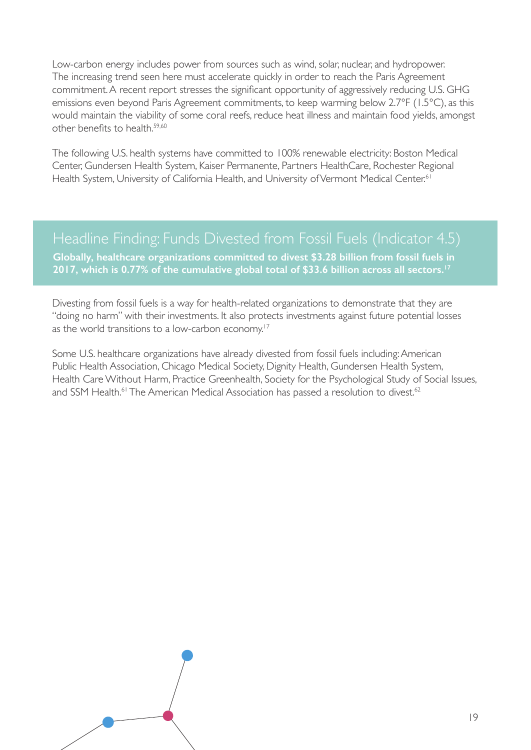Low-carbon energy includes power from sources such as wind, solar, nuclear, and hydropower. The increasing trend seen here must accelerate quickly in order to reach the Paris Agreement commitment. A recent report stresses the significant opportunity of aggressively reducing U.S. GHG emissions even beyond Paris Agreement commitments, to keep warming below 2.7°F (1.5°C), as this would maintain the viability of some coral reefs, reduce heat illness and maintain food yields, amongst other benefits to health.[59,60]

The following U.S. health systems have committed to 100% renewable electricity: Boston Medical Center, Gundersen Health System, Kaiser Permanente, Partners HealthCare, Rochester Regional Health System, University of California Health, and University of Vermont Medical Center.[61]

## Headline Finding: Funds Divested from Fossil Fuels (Indicator 4.5)

**Globally, healthcare organizations committed to divest $3.28 billion from fossil fuels in 2017, which is 0.77% of the cumulative global total of $33.6 billion across all sectors.[17]**

Divesting from fossil fuels is a way for health-related organizations to demonstrate that they are "doing no harm" with their investments. It also protects investments against future potential losses as the world transitions to a low-carbon economy.[17]

Some U.S. healthcare organizations have already divested from fossil fuels including: American Public Health Association, Chicago Medical Society, Dignity Health, Gundersen Health System, Health Care Without Harm, Practice Greenhealth, Society for the Psychological Study of Social Issues, and SSM Health.[61] The American Medical Association has passed a resolution to divest.[62]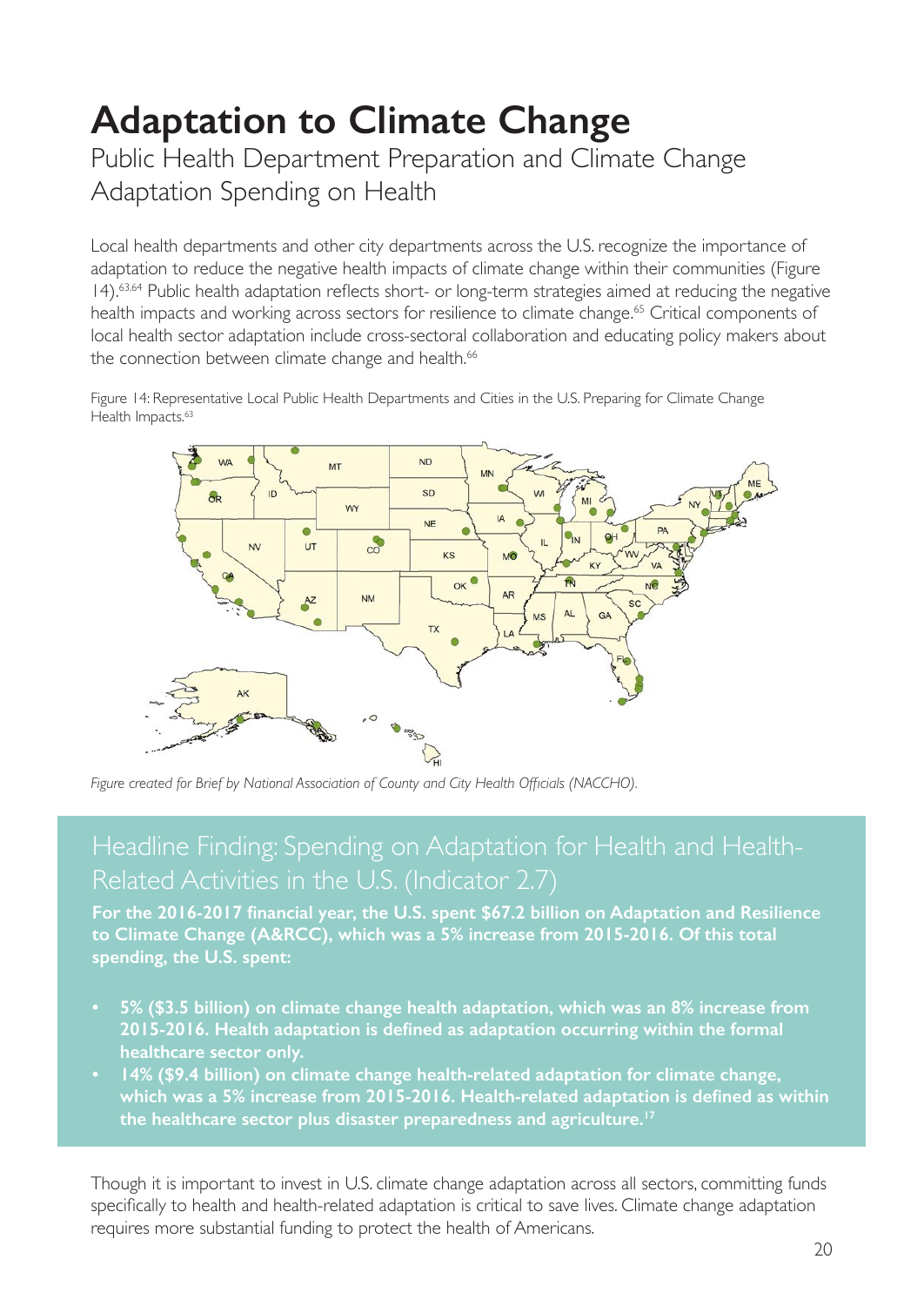# Adaptation to Climate Change

## Public Health Department Preparation and Climate Change Adaptation Spending on Health

Local health departments and other city departments across the U.S. recognize the importance of adaptation to reduce the negative health impacts of climate change within their communities (Figure 14).[63,64] Public health adaptation reflects short- or long-term strategies aimed at reducing the negative health impacts and working across sectors for resilience to climate change.[65] Critical components of local health sector adaptation include cross-sectoral collaboration and educating policy makers about the connection between climate change and health.[66]

Figure 14: Representative Local Public Health Departments and Cities in the U.S. Preparing for Climate Change Health Impacts.[63]

WA OR ID MT WY ND SD NE MN WI IA MI NY ME NV UT CO KS MO IL IN OH PA CA AZ NM OK AR KY WV VA TN NC SC MS AL GA TX LA FL AK HI

*Figure created for Brief by National Association of County and City Health Officials (NACCHO).*

### Headline Finding: Spending on Adaptation for Health and Health-Related Activities in the U.S. (Indicator 2.7)

**For the 2016-2017 financial year, the U.S. spent $67.2 billion on Adaptation and Resilience to Climate Change (A&RCC), which was a 5% increase from 2015-2016. Of this total spending, the U.S. spent:**

- **5% ($3.5 billion) on climate change health adaptation, which was an 8% increase from 2015-2016. Health adaptation is defined as adaptation occurring within the formal healthcare sector only.**
- **14% ($9.4 billion) on climate change health-related adaptation for climate change, which was a 5% increase from 2015-2016. Health-related adaptation is defined as within the healthcare sector plus disaster preparedness and agriculture.[17]**

Though it is important to invest in U.S. climate change adaptation across all sectors, committing funds specifically to health and health-related adaptation is critical to save lives. Climate change adaptation requires more substantial funding to protect the health of Americans.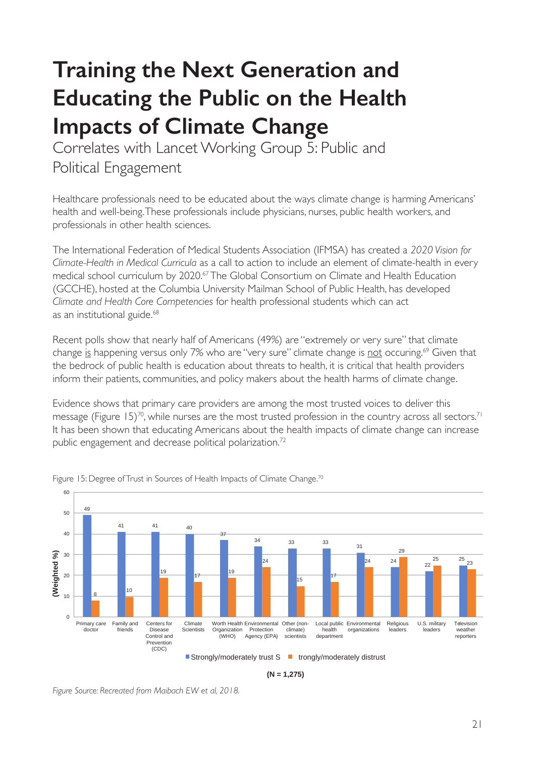# Training the Next Generation and Educating the Public on the Health Impacts of Climate Change

Correlates with Lancet Working Group 5: Public and Political Engagement

Healthcare professionals need to be educated about the ways climate change is harming Americans' health and well-being. These professionals include physicians, nurses, public health workers, and professionals in other health sciences.

The International Federation of Medical Students Association (IFMSA) has created a *2020 Vision for Climate-Health in Medical Curricula* as a call to action to include an element of climate-health in every medical school curriculum by 2020.[67] The Global Consortium on Climate and Health Education (GCCHE), hosted at the Columbia University Mailman School of Public Health, has developed *Climate and Health Core Competencies* for health professional students which can act as an institutional guide.[68]

Recent polls show that nearly half of Americans (49%) are "extremely or very sure" that climate change is happening versus only 7% who are "very sure" climate change is not occuring.[69] Given that the bedrock of public health is education about threats to health, it is critical that health providers inform their patients, communities, and policy makers about the health harms of climate change.

Evidence shows that primary care providers are among the most trusted voices to deliver this message (Figure 15)[70], while nurses are the most trusted profession in the country across all sectors.[71] It has been shown that educating Americans about the health impacts of climate change can increase public engagement and decrease political polarization.[72]

Figure 15: Degree of Trust in Sources of Health Impacts of Climate Change.[70]

(Weighted %)

0
10
20
30
40
50
60

Primary care doctor: 49, 8
Family and friends: 41, 10
Centers for Disease Control and Prevention (CDC): 41, 19
Climate Scientists: 40, 17
Worth Health Organization (WHO): 37, 19
Environmental Protection Agency (EPA): 34, 24
Other (non-climate) scientists: 33, 15
Local public health department: 33, 17
Environmental organizations: 31, 24
Religious leaders: 24, 29
U.S. military leaders: 22, 25
Television weather reporters: 25, 23

Strongly/moderately trust S
trongly/moderately distrust

(N = 1,275)

*Figure Source: Recreated from Maibach EW et al, 2018.*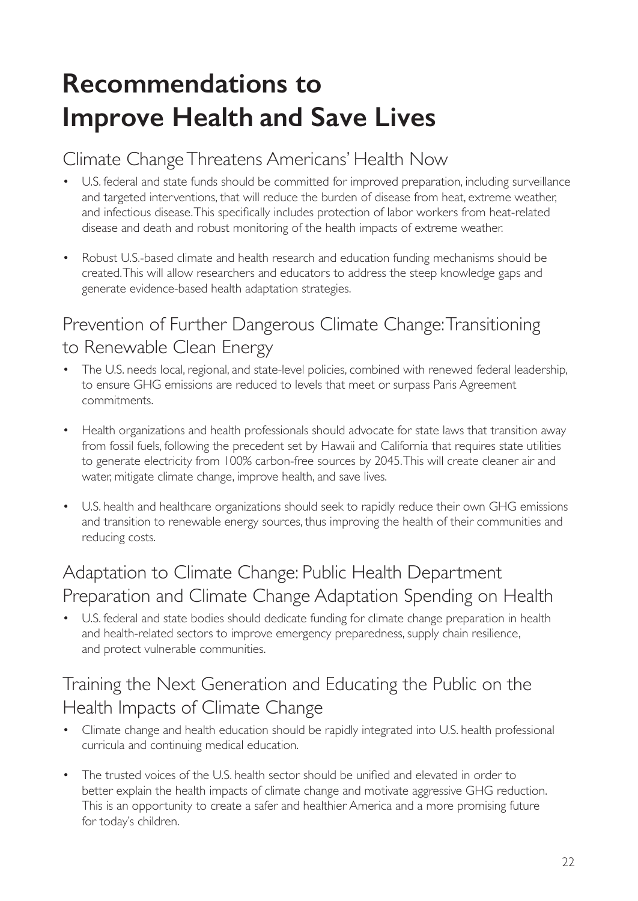# Recommendations to Improve Health and Save Lives

## Climate Change Threatens Americans' Health Now

- U.S. federal and state funds should be committed for improved preparation, including surveillance and targeted interventions, that will reduce the burden of disease from heat, extreme weather, and infectious disease. This specifically includes protection of labor workers from heat-related disease and death and robust monitoring of the health impacts of extreme weather.
- Robust U.S.-based climate and health research and education funding mechanisms should be created. This will allow researchers and educators to address the steep knowledge gaps and generate evidence-based health adaptation strategies.

## Prevention of Further Dangerous Climate Change: Transitioning to Renewable Clean Energy

- The U.S. needs local, regional, and state-level policies, combined with renewed federal leadership, to ensure GHG emissions are reduced to levels that meet or surpass Paris Agreement commitments.
- Health organizations and health professionals should advocate for state laws that transition away from fossil fuels, following the precedent set by Hawaii and California that requires state utilities to generate electricity from 100% carbon-free sources by 2045. This will create cleaner air and water, mitigate climate change, improve health, and save lives.
- U.S. health and healthcare organizations should seek to rapidly reduce their own GHG emissions and transition to renewable energy sources, thus improving the health of their communities and reducing costs.

## Adaptation to Climate Change: Public Health Department Preparation and Climate Change Adaptation Spending on Health

- U.S. federal and state bodies should dedicate funding for climate change preparation in health and health-related sectors to improve emergency preparedness, supply chain resilience, and protect vulnerable communities.

## Training the Next Generation and Educating the Public on the Health Impacts of Climate Change

- Climate change and health education should be rapidly integrated into U.S. health professional curricula and continuing medical education.
- The trusted voices of the U.S. health sector should be unified and elevated in order to better explain the health impacts of climate change and motivate aggressive GHG reduction. This is an opportunity to create a safer and healthier America and a more promising future for today's children.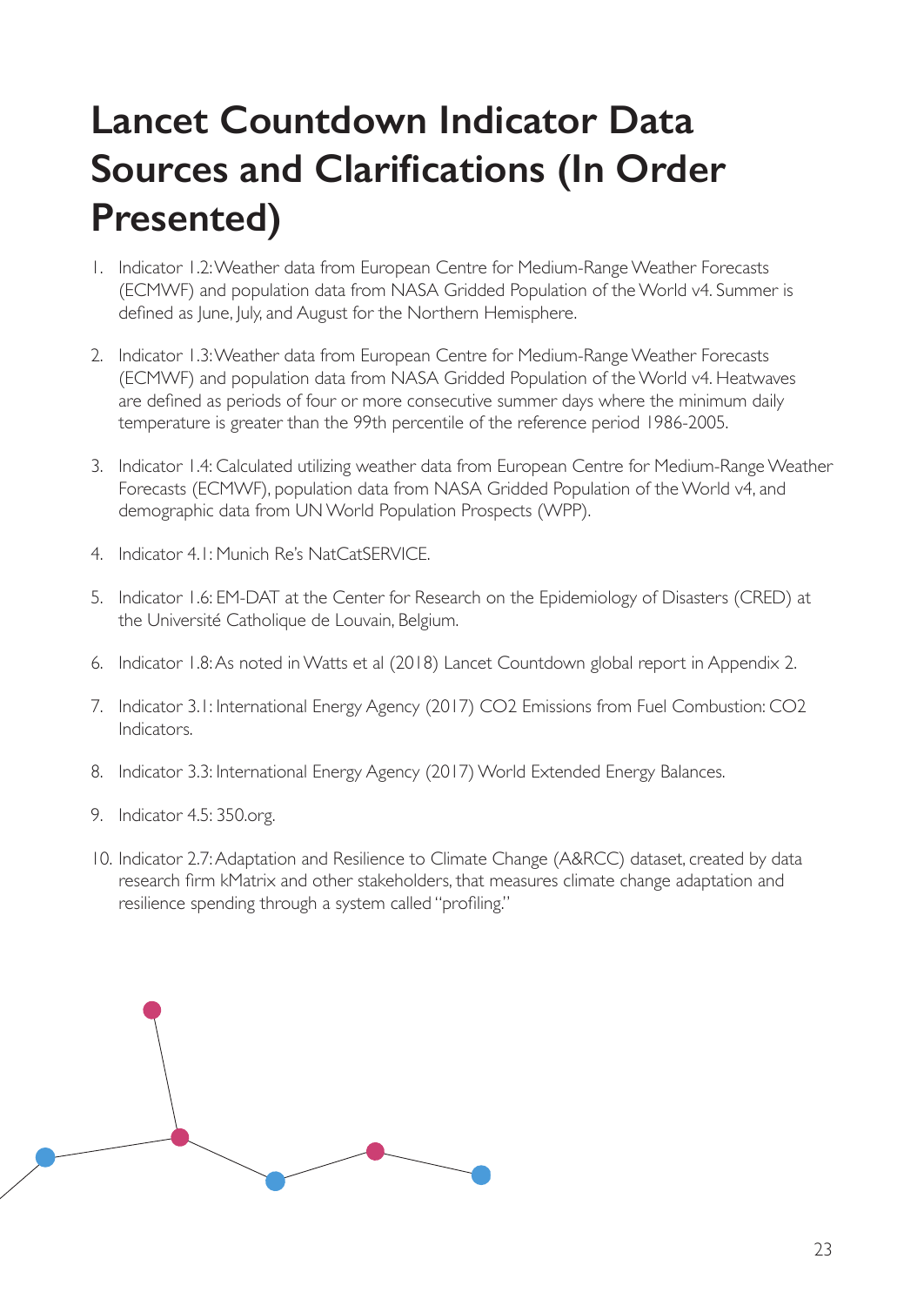# Lancet Countdown Indicator Data Sources and Clarifications (In Order Presented)

1. Indicator 1.2: Weather data from European Centre for Medium-Range Weather Forecasts (ECMWF) and population data from NASA Gridded Population of the World v4. Summer is defined as June, July, and August for the Northern Hemisphere.

2. Indicator 1.3: Weather data from European Centre for Medium-Range Weather Forecasts (ECMWF) and population data from NASA Gridded Population of the World v4. Heatwaves are defined as periods of four or more consecutive summer days where the minimum daily temperature is greater than the 99th percentile of the reference period 1986-2005.

3. Indicator 1.4: Calculated utilizing weather data from European Centre for Medium-Range Weather Forecasts (ECMWF), population data from NASA Gridded Population of the World v4, and demographic data from UN World Population Prospects (WPP).

4. Indicator 4.1: Munich Re's NatCatSERVICE.

5. Indicator 1.6: EM-DAT at the Center for Research on the Epidemiology of Disasters (CRED) at the Université Catholique de Louvain, Belgium.

6. Indicator 1.8: As noted in Watts et al (2018) Lancet Countdown global report in Appendix 2.

7. Indicator 3.1: International Energy Agency (2017) CO2 Emissions from Fuel Combustion: CO2 Indicators.

8. Indicator 3.3: International Energy Agency (2017) World Extended Energy Balances.

9. Indicator 4.5: 350.org.

10. Indicator 2.7: Adaptation and Resilience to Climate Change (A&RCC) dataset, created by data research firm kMatrix and other stakeholders, that measures climate change adaptation and resilience spending through a system called "profiling."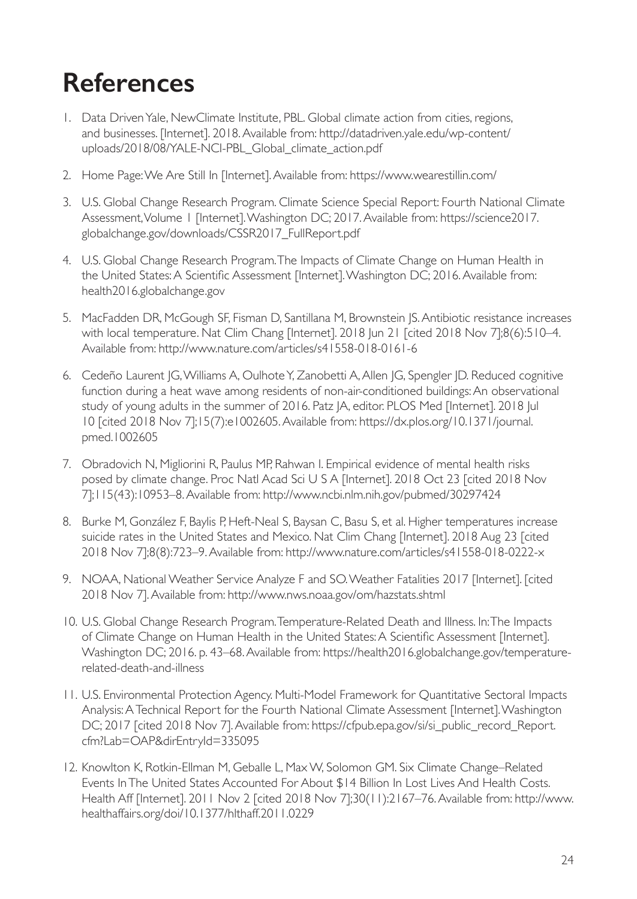# References

1. Data Driven Yale, NewClimate Institute, PBL. Global climate action from cities, regions, and businesses. [Internet]. 2018. Available from: http://datadriven.yale.edu/wp-content/uploads/2018/08/YALE-NCI-PBL_Global_climate_action.pdf

2. Home Page: We Are Still In [Internet]. Available from: https://www.wearestillin.com/

3. U.S. Global Change Research Program. Climate Science Special Report: Fourth National Climate Assessment, Volume 1 [Internet]. Washington DC; 2017. Available from: https://science2017.globalchange.gov/downloads/CSSR2017_FullReport.pdf

4. U.S. Global Change Research Program. The Impacts of Climate Change on Human Health in the United States: A Scientific Assessment [Internet]. Washington DC; 2016. Available from: health2016.globalchange.gov

5. MacFadden DR, McGough SF, Fisman D, Santillana M, Brownstein JS. Antibiotic resistance increases with local temperature. Nat Clim Chang [Internet]. 2018 Jun 21 [cited 2018 Nov 7];8(6):510–4. Available from: http://www.nature.com/articles/s41558-018-0161-6

6. Cedeño Laurent JG, Williams A, Oulhote Y, Zanobetti A, Allen JG, Spengler JD. Reduced cognitive function during a heat wave among residents of non-air-conditioned buildings: An observational study of young adults in the summer of 2016. Patz JA, editor. PLOS Med [Internet]. 2018 Jul 10 [cited 2018 Nov 7];15(7):e1002605. Available from: https://dx.plos.org/10.1371/journal.pmed.1002605

7. Obradovich N, Migliorini R, Paulus MP, Rahwan I. Empirical evidence of mental health risks posed by climate change. Proc Natl Acad Sci U S A [Internet]. 2018 Oct 23 [cited 2018 Nov 7];115(43):10953–8. Available from: http://www.ncbi.nlm.nih.gov/pubmed/30297424

8. Burke M, González F, Baylis P, Heft-Neal S, Baysan C, Basu S, et al. Higher temperatures increase suicide rates in the United States and Mexico. Nat Clim Chang [Internet]. 2018 Aug 23 [cited 2018 Nov 7];8(8):723–9. Available from: http://www.nature.com/articles/s41558-018-0222-x

9. NOAA, National Weather Service Analyze F and SO. Weather Fatalities 2017 [Internet]. [cited 2018 Nov 7]. Available from: http://www.nws.noaa.gov/om/hazstats.shtml

10. U.S. Global Change Research Program. Temperature-Related Death and Illness. In: The Impacts of Climate Change on Human Health in the United States: A Scientific Assessment [Internet]. Washington DC; 2016. p. 43–68. Available from: https://health2016.globalchange.gov/temperature-related-death-and-illness

11. U.S. Environmental Protection Agency. Multi-Model Framework for Quantitative Sectoral Impacts Analysis: A Technical Report for the Fourth National Climate Assessment [Internet]. Washington DC; 2017 [cited 2018 Nov 7]. Available from: https://cfpub.epa.gov/si/si_public_record_Report.cfm?Lab=OAP&dirEntryId=335095

12. Knowlton K, Rotkin-Ellman M, Geballe L, Max W, Solomon GM. Six Climate Change–Related Events In The United States Accounted For About $14 Billion In Lost Lives And Health Costs. Health Aff [Internet]. 2011 Nov 2 [cited 2018 Nov 7];30(11):2167–76. Available from: http://www.healthaffairs.org/doi/10.1377/hlthaff.2011.0229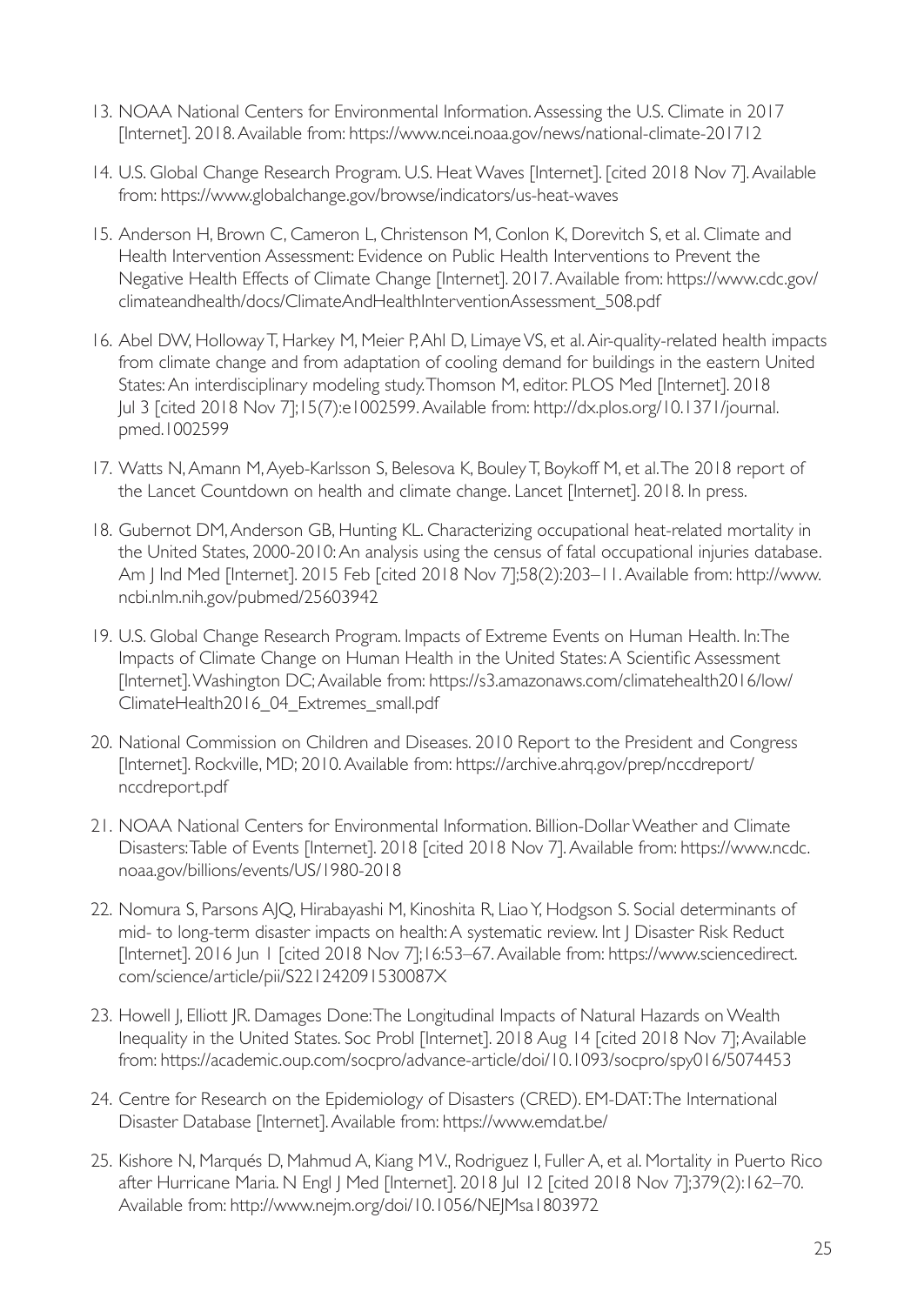13. NOAA National Centers for Environmental Information. Assessing the U.S. Climate in 2017 [Internet]. 2018. Available from: https://www.ncei.noaa.gov/news/national-climate-201712

14. U.S. Global Change Research Program. U.S. Heat Waves [Internet]. [cited 2018 Nov 7]. Available from: https://www.globalchange.gov/browse/indicators/us-heat-waves

15. Anderson H, Brown C, Cameron L, Christenson M, Conlon K, Dorevitch S, et al. Climate and Health Intervention Assessment: Evidence on Public Health Interventions to Prevent the Negative Health Effects of Climate Change [Internet]. 2017. Available from: https://www.cdc.gov/climateandhealth/docs/ClimateAndHealthInterventionAssessment_508.pdf

16. Abel DW, Holloway T, Harkey M, Meier P, Ahl D, Limaye VS, et al. Air-quality-related health impacts from climate change and from adaptation of cooling demand for buildings in the eastern United States: An interdisciplinary modeling study. Thomson M, editor. PLOS Med [Internet]. 2018 Jul 3 [cited 2018 Nov 7];15(7):e1002599. Available from: http://dx.plos.org/10.1371/journal.pmed.1002599

17. Watts N, Amann M, Ayeb-Karlsson S, Belesova K, Bouley T, Boykoff M, et al. The 2018 report of the Lancet Countdown on health and climate change. Lancet [Internet]. 2018. In press.

18. Gubernot DM, Anderson GB, Hunting KL. Characterizing occupational heat-related mortality in the United States, 2000-2010: An analysis using the census of fatal occupational injuries database. Am J Ind Med [Internet]. 2015 Feb [cited 2018 Nov 7];58(2):203–11. Available from: http://www.ncbi.nlm.nih.gov/pubmed/25603942

19. U.S. Global Change Research Program. Impacts of Extreme Events on Human Health. In: The Impacts of Climate Change on Human Health in the United States: A Scientific Assessment [Internet]. Washington DC; Available from: https://s3.amazonaws.com/climatehealth2016/low/ClimateHealth2016_04_Extremes_small.pdf

20. National Commission on Children and Diseases. 2010 Report to the President and Congress [Internet]. Rockville, MD; 2010. Available from: https://archive.ahrq.gov/prep/nccdreport/nccdreport.pdf

21. NOAA National Centers for Environmental Information. Billion-Dollar Weather and Climate Disasters: Table of Events [Internet]. 2018 [cited 2018 Nov 7]. Available from: https://www.ncdc.noaa.gov/billions/events/US/1980-2018

22. Nomura S, Parsons AJQ, Hirabayashi M, Kinoshita R, Liao Y, Hodgson S. Social determinants of mid- to long-term disaster impacts on health: A systematic review. Int J Disaster Risk Reduct [Internet]. 2016 Jun 1 [cited 2018 Nov 7];16:53–67. Available from: https://www.sciencedirect.com/science/article/pii/S221242091530087X

23. Howell J, Elliott JR. Damages Done: The Longitudinal Impacts of Natural Hazards on Wealth Inequality in the United States. Soc Probl [Internet]. 2018 Aug 14 [cited 2018 Nov 7]; Available from: https://academic.oup.com/socpro/advance-article/doi/10.1093/socpro/spy016/5074453

24. Centre for Research on the Epidemiology of Disasters (CRED). EM-DAT: The International Disaster Database [Internet]. Available from: https://www.emdat.be/

25. Kishore N, Marqués D, Mahmud A, Kiang M V., Rodriguez I, Fuller A, et al. Mortality in Puerto Rico after Hurricane Maria. N Engl J Med [Internet]. 2018 Jul 12 [cited 2018 Nov 7];379(2):162–70. Available from: http://www.nejm.org/doi/10.1056/NEJMsa1803972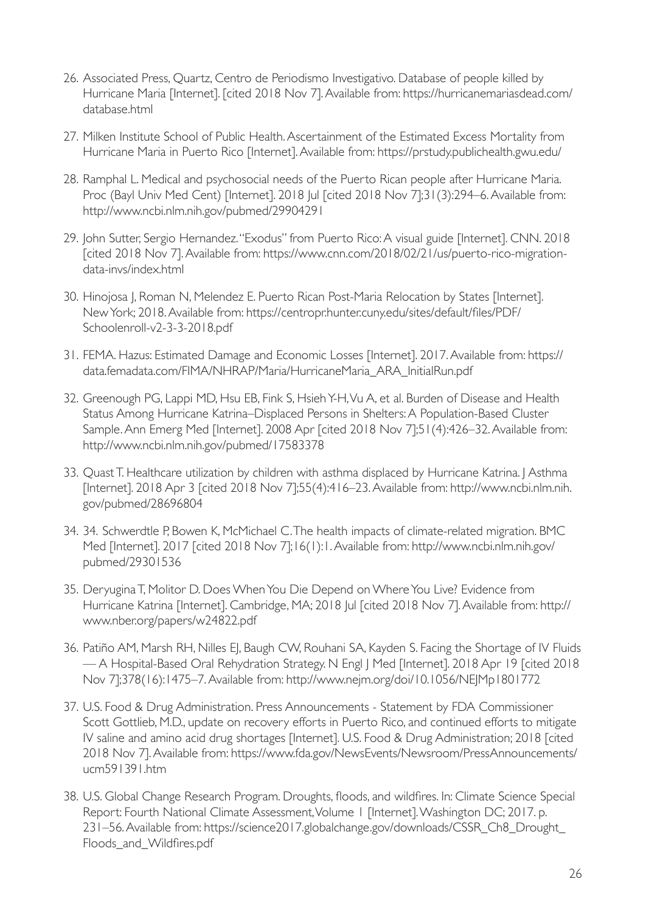26. Associated Press, Quartz, Centro de Periodismo Investigativo. Database of people killed by Hurricane Maria [Internet]. [cited 2018 Nov 7]. Available from: https://hurricanemariasdead.com/database.html

27. Milken Institute School of Public Health. Ascertainment of the Estimated Excess Mortality from Hurricane Maria in Puerto Rico [Internet]. Available from: https://prstudy.publichealth.gwu.edu/

28. Ramphal L. Medical and psychosocial needs of the Puerto Rican people after Hurricane Maria. Proc (Bayl Univ Med Cent) [Internet]. 2018 Jul [cited 2018 Nov 7];31(3):294–6. Available from: http://www.ncbi.nlm.nih.gov/pubmed/29904291

29. John Sutter, Sergio Hernandez. "Exodus" from Puerto Rico: A visual guide [Internet]. CNN. 2018 [cited 2018 Nov 7]. Available from: https://www.cnn.com/2018/02/21/us/puerto-rico-migration-data-invs/index.html

30. Hinojosa J, Roman N, Melendez E. Puerto Rican Post-Maria Relocation by States [Internet]. New York; 2018. Available from: https://centropr.hunter.cuny.edu/sites/default/files/PDF/Schoolenroll-v2-3-3-2018.pdf

31. FEMA. Hazus: Estimated Damage and Economic Losses [Internet]. 2017. Available from: https://data.femadata.com/FIMA/NHRAP/Maria/HurricaneMaria_ARA_InitialRun.pdf

32. Greenough PG, Lappi MD, Hsu EB, Fink S, Hsieh Y-H, Vu A, et al. Burden of Disease and Health Status Among Hurricane Katrina–Displaced Persons in Shelters: A Population-Based Cluster Sample. Ann Emerg Med [Internet]. 2008 Apr [cited 2018 Nov 7];51(4):426–32. Available from: http://www.ncbi.nlm.nih.gov/pubmed/17583378

33. Quast T. Healthcare utilization by children with asthma displaced by Hurricane Katrina. J Asthma [Internet]. 2018 Apr 3 [cited 2018 Nov 7];55(4):416–23. Available from: http://www.ncbi.nlm.nih.gov/pubmed/28696804

34. 34. Schwerdtle P, Bowen K, McMichael C. The health impacts of climate-related migration. BMC Med [Internet]. 2017 [cited 2018 Nov 7];16(1):1. Available from: http://www.ncbi.nlm.nih.gov/pubmed/29301536

35. Deryugina T, Molitor D. Does When You Die Depend on Where You Live? Evidence from Hurricane Katrina [Internet]. Cambridge, MA; 2018 Jul [cited 2018 Nov 7]. Available from: http://www.nber.org/papers/w24822.pdf

36. Patiño AM, Marsh RH, Nilles EJ, Baugh CW, Rouhani SA, Kayden S. Facing the Shortage of IV Fluids — A Hospital-Based Oral Rehydration Strategy. N Engl J Med [Internet]. 2018 Apr 19 [cited 2018 Nov 7];378(16):1475–7. Available from: http://www.nejm.org/doi/10.1056/NEJMp1801772

37. U.S. Food & Drug Administration. Press Announcements - Statement by FDA Commissioner Scott Gottlieb, M.D., update on recovery efforts in Puerto Rico, and continued efforts to mitigate IV saline and amino acid drug shortages [Internet]. U.S. Food & Drug Administration; 2018 [cited 2018 Nov 7]. Available from: https://www.fda.gov/NewsEvents/Newsroom/PressAnnouncements/ucm591391.htm

38. U.S. Global Change Research Program. Droughts, floods, and wildfires. In: Climate Science Special Report: Fourth National Climate Assessment, Volume 1 [Internet]. Washington DC; 2017. p. 231–56. Available from: https://science2017.globalchange.gov/downloads/CSSR_Ch8_Drought_Floods_and_Wildfires.pdf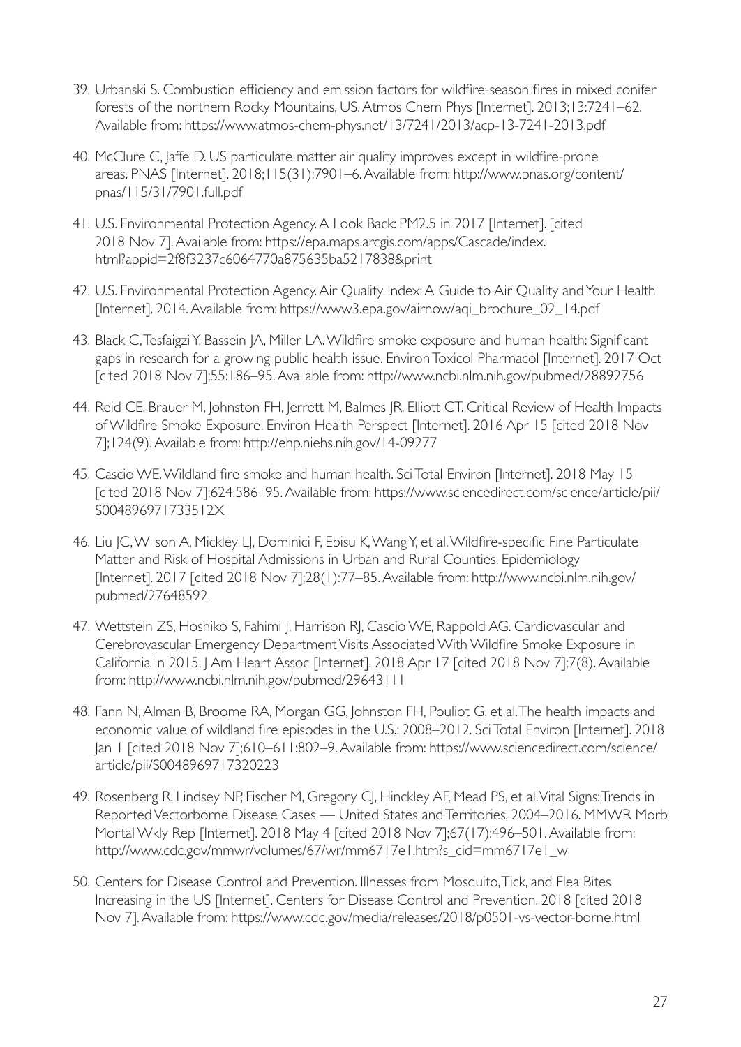39. Urbanski S. Combustion efficiency and emission factors for wildfire-season fires in mixed conifer forests of the northern Rocky Mountains, US. Atmos Chem Phys [Internet]. 2013;13:7241–62. Available from: https://www.atmos-chem-phys.net/13/7241/2013/acp-13-7241-2013.pdf

40. McClure C, Jaffe D. US particulate matter air quality improves except in wildfire-prone areas. PNAS [Internet]. 2018;115(31):7901–6. Available from: http://www.pnas.org/content/pnas/115/31/7901.full.pdf

41. U.S. Environmental Protection Agency. A Look Back: PM2.5 in 2017 [Internet]. [cited 2018 Nov 7]. Available from: https://epa.maps.arcgis.com/apps/Cascade/index.html?appid=2f8f3237c6064770a875635ba5217838&print

42. U.S. Environmental Protection Agency. Air Quality Index: A Guide to Air Quality and Your Health [Internet]. 2014. Available from: https://www3.epa.gov/airnow/aqi_brochure_02_14.pdf

43. Black C, Tesfaigzi Y, Bassein JA, Miller LA. Wildfire smoke exposure and human health: Significant gaps in research for a growing public health issue. Environ Toxicol Pharmacol [Internet]. 2017 Oct [cited 2018 Nov 7];55:186–95. Available from: http://www.ncbi.nlm.nih.gov/pubmed/28892756

44. Reid CE, Brauer M, Johnston FH, Jerrett M, Balmes JR, Elliott CT. Critical Review of Health Impacts of Wildfire Smoke Exposure. Environ Health Perspect [Internet]. 2016 Apr 15 [cited 2018 Nov 7];124(9). Available from: http://ehp.niehs.nih.gov/14-09277

45. Cascio WE. Wildland fire smoke and human health. Sci Total Environ [Internet]. 2018 May 15 [cited 2018 Nov 7];624:586–95. Available from: https://www.sciencedirect.com/science/article/pii/S004896971733512X

46. Liu JC, Wilson A, Mickley LJ, Dominici F, Ebisu K, Wang Y, et al. Wildfire-specific Fine Particulate Matter and Risk of Hospital Admissions in Urban and Rural Counties. Epidemiology [Internet]. 2017 [cited 2018 Nov 7];28(1):77–85. Available from: http://www.ncbi.nlm.nih.gov/pubmed/27648592

47. Wettstein ZS, Hoshiko S, Fahimi J, Harrison RJ, Cascio WE, Rappold AG. Cardiovascular and Cerebrovascular Emergency Department Visits Associated With Wildfire Smoke Exposure in California in 2015. J Am Heart Assoc [Internet]. 2018 Apr 17 [cited 2018 Nov 7];7(8). Available from: http://www.ncbi.nlm.nih.gov/pubmed/29643111

48. Fann N, Alman B, Broome RA, Morgan GG, Johnston FH, Pouliot G, et al. The health impacts and economic value of wildland fire episodes in the U.S.: 2008–2012. Sci Total Environ [Internet]. 2018 Jan 1 [cited 2018 Nov 7];610–611:802–9. Available from: https://www.sciencedirect.com/science/article/pii/S0048969717320223

49. Rosenberg R, Lindsey NP, Fischer M, Gregory CJ, Hinckley AF, Mead PS, et al. Vital Signs: Trends in Reported Vectorborne Disease Cases — United States and Territories, 2004–2016. MMWR Morb Mortal Wkly Rep [Internet]. 2018 May 4 [cited 2018 Nov 7];67(17):496–501. Available from: http://www.cdc.gov/mmwr/volumes/67/wr/mm6717e1.htm?s_cid=mm6717e1_w

50. Centers for Disease Control and Prevention. Illnesses from Mosquito, Tick, and Flea Bites Increasing in the US [Internet]. Centers for Disease Control and Prevention. 2018 [cited 2018 Nov 7]. Available from: https://www.cdc.gov/media/releases/2018/p0501-vs-vector-borne.html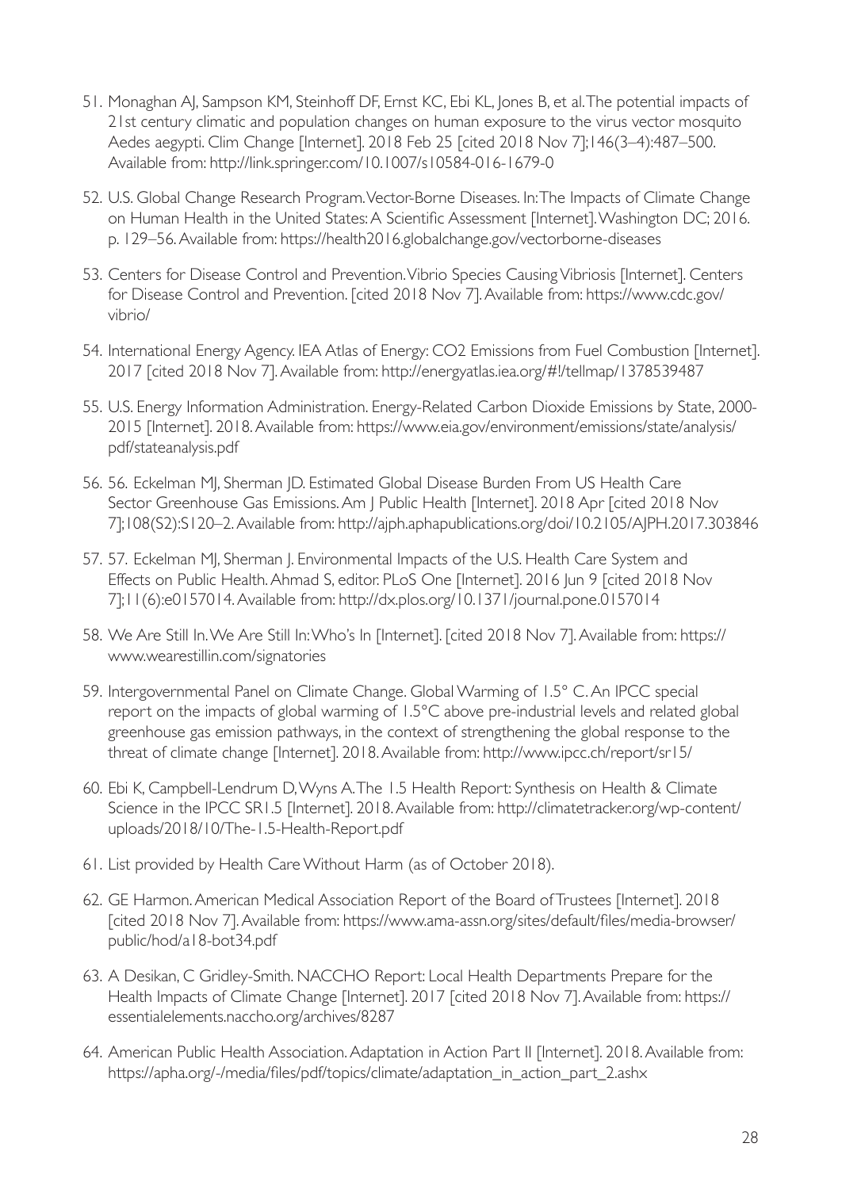51. Monaghan AJ, Sampson KM, Steinhoff DF, Ernst KC, Ebi KL, Jones B, et al. The potential impacts of 21st century climatic and population changes on human exposure to the virus vector mosquito Aedes aegypti. Clim Change [Internet]. 2018 Feb 25 [cited 2018 Nov 7];146(3–4):487–500. Available from: http://link.springer.com/10.1007/s10584-016-1679-0

52. U.S. Global Change Research Program. Vector-Borne Diseases. In: The Impacts of Climate Change on Human Health in the United States: A Scientific Assessment [Internet]. Washington DC; 2016. p. 129–56. Available from: https://health2016.globalchange.gov/vectorborne-diseases

53. Centers for Disease Control and Prevention. Vibrio Species Causing Vibriosis [Internet]. Centers for Disease Control and Prevention. [cited 2018 Nov 7]. Available from: https://www.cdc.gov/vibrio/

54. International Energy Agency. IEA Atlas of Energy: CO2 Emissions from Fuel Combustion [Internet]. 2017 [cited 2018 Nov 7]. Available from: http://energyatlas.iea.org/#!/tellmap/1378539487

55. U.S. Energy Information Administration. Energy-Related Carbon Dioxide Emissions by State, 2000-2015 [Internet]. 2018. Available from: https://www.eia.gov/environment/emissions/state/analysis/pdf/stateanalysis.pdf

56. 56. Eckelman MJ, Sherman JD. Estimated Global Disease Burden From US Health Care Sector Greenhouse Gas Emissions. Am J Public Health [Internet]. 2018 Apr [cited 2018 Nov 7];108(S2):S120–2. Available from: http://ajph.aphapublications.org/doi/10.2105/AJPH.2017.303846

57. 57. Eckelman MJ, Sherman J. Environmental Impacts of the U.S. Health Care System and Effects on Public Health. Ahmad S, editor. PLoS One [Internet]. 2016 Jun 9 [cited 2018 Nov 7];11(6):e0157014. Available from: http://dx.plos.org/10.1371/journal.pone.0157014

58. We Are Still In. We Are Still In: Who's In [Internet]. [cited 2018 Nov 7]. Available from: https://www.wearestillin.com/signatories

59. Intergovernmental Panel on Climate Change. Global Warming of 1.5° C. An IPCC special report on the impacts of global warming of 1.5°C above pre-industrial levels and related global greenhouse gas emission pathways, in the context of strengthening the global response to the threat of climate change [Internet]. 2018. Available from: http://www.ipcc.ch/report/sr15/

60. Ebi K, Campbell-Lendrum D, Wyns A. The 1.5 Health Report: Synthesis on Health & Climate Science in the IPCC SR1.5 [Internet]. 2018. Available from: http://climatetracker.org/wp-content/uploads/2018/10/The-1.5-Health-Report.pdf

61. List provided by Health Care Without Harm (as of October 2018).

62. GE Harmon. American Medical Association Report of the Board of Trustees [Internet]. 2018 [cited 2018 Nov 7]. Available from: https://www.ama-assn.org/sites/default/files/media-browser/public/hod/a18-bot34.pdf

63. A Desikan, C Gridley-Smith. NACCHO Report: Local Health Departments Prepare for the Health Impacts of Climate Change [Internet]. 2017 [cited 2018 Nov 7]. Available from: https://essentialelements.naccho.org/archives/8287

64. American Public Health Association. Adaptation in Action Part II [Internet]. 2018. Available from: https://apha.org/-/media/files/pdf/topics/climate/adaptation_in_action_part_2.ashx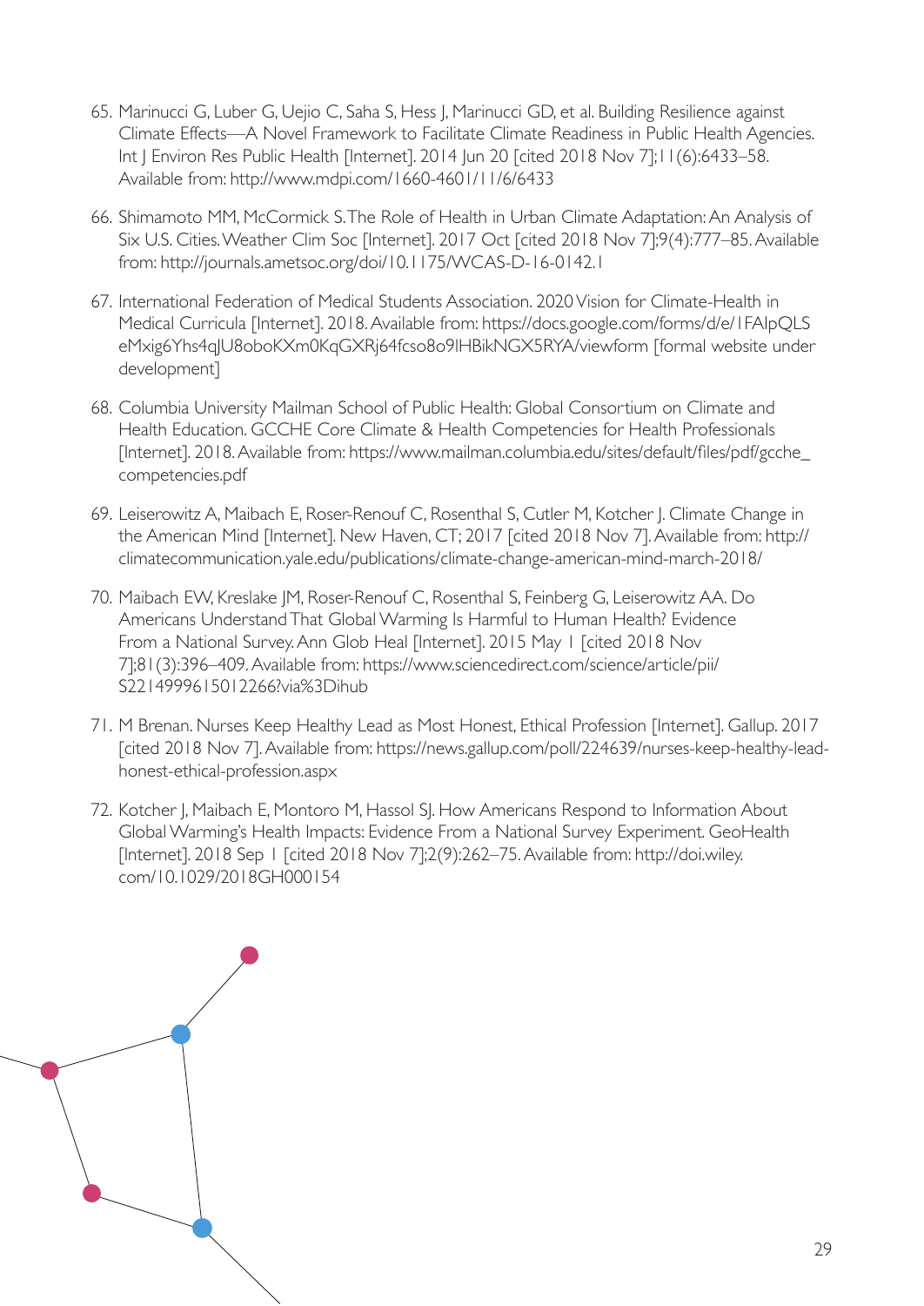65. Marinucci G, Luber G, Uejio C, Saha S, Hess J, Marinucci GD, et al. Building Resilience against Climate Effects—A Novel Framework to Facilitate Climate Readiness in Public Health Agencies. Int J Environ Res Public Health [Internet]. 2014 Jun 20 [cited 2018 Nov 7];11(6):6433–58. Available from: http://www.mdpi.com/1660-4601/11/6/6433

66. Shimamoto MM, McCormick S. The Role of Health in Urban Climate Adaptation: An Analysis of Six U.S. Cities. Weather Clim Soc [Internet]. 2017 Oct [cited 2018 Nov 7];9(4):777–85. Available from: http://journals.ametsoc.org/doi/10.1175/WCAS-D-16-0142.1

67. International Federation of Medical Students Association. 2020 Vision for Climate-Health in Medical Curricula [Internet]. 2018. Available from: https://docs.google.com/forms/d/e/1FAIpQLSeMxig6Yhs4qJU8oboKXm0KqGXRj64fcso8o9lHBikNGX5RYA/viewform [formal website under development]

68. Columbia University Mailman School of Public Health: Global Consortium on Climate and Health Education. GCCHE Core Climate & Health Competencies for Health Professionals [Internet]. 2018. Available from: https://www.mailman.columbia.edu/sites/default/files/pdf/gcche_competencies.pdf

69. Leiserowitz A, Maibach E, Roser-Renouf C, Rosenthal S, Cutler M, Kotcher J. Climate Change in the American Mind [Internet]. New Haven, CT; 2017 [cited 2018 Nov 7]. Available from: http://climatecommunication.yale.edu/publications/climate-change-american-mind-march-2018/

70. Maibach EW, Kreslake JM, Roser-Renouf C, Rosenthal S, Feinberg G, Leiserowitz AA. Do Americans Understand That Global Warming Is Harmful to Human Health? Evidence From a National Survey. Ann Glob Heal [Internet]. 2015 May 1 [cited 2018 Nov 7];81(3):396–409. Available from: https://www.sciencedirect.com/science/article/pii/S2214999615012266?via%3Dihub

71. M Brenan. Nurses Keep Healthy Lead as Most Honest, Ethical Profession [Internet]. Gallup. 2017 [cited 2018 Nov 7]. Available from: https://news.gallup.com/poll/224639/nurses-keep-healthy-lead-honest-ethical-profession.aspx

72. Kotcher J, Maibach E, Montoro M, Hassol SJ. How Americans Respond to Information About Global Warming's Health Impacts: Evidence From a National Survey Experiment. GeoHealth [Internet]. 2018 Sep 1 [cited 2018 Nov 7];2(9):262–75. Available from: http://doi.wiley.com/10.1029/2018GH000154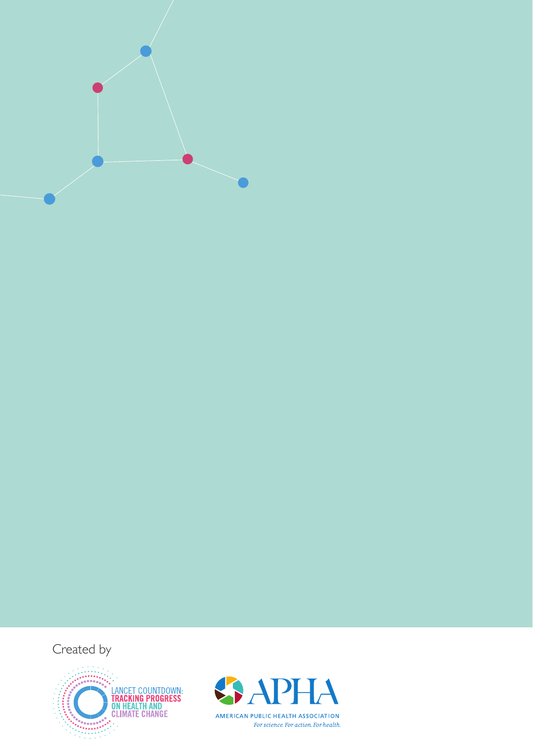Created by

LANCET COUNTDOWN: TRACKING PROGRESS ON HEALTH AND CLIMATE CHANGE

APHA

AMERICAN PUBLIC HEALTH ASSOCIATION

*For science. For action. For health.*